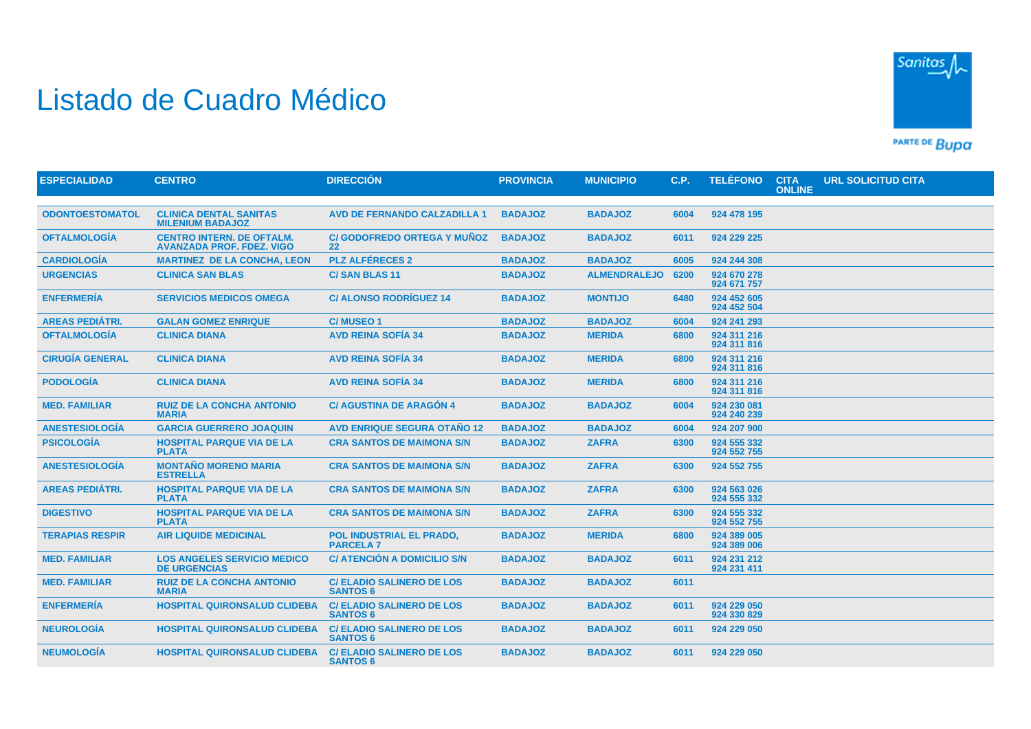# Listado de Cuadro Médico

| ESPECIALIDAD | CENTRO | DIRECCIÓN | PROVINCIA | MUNICIPIO | C.P. | TELÉFONO | CITA ONLINE | URL SOLICITUD CITA |
|---|---|---|---|---|---|---|---|---|
| ODONTOESTOMATOL | CLINICA DENTAL SANITAS MILENIUM BADAJOZ | AVD DE FERNANDO CALZADILLA 1 | BADAJOZ | BADAJOZ | 6004 | 924 478 195 | | |
| OFTALMOLOGÍA | CENTRO INTERN. DE OFTALM. AVANZADA PROF. FDEZ. VIGO | C/ GODOFREDO ORTEGA Y MUÑOZ 22 | BADAJOZ | BADAJOZ | 6011 | 924 229 225 | | |
| CARDIOLOGÍA | MARTINEZ DE LA CONCHA, LEON | PLZ ALFÉRECES 2 | BADAJOZ | BADAJOZ | 6005 | 924 244 308 | | |
| URGENCIAS | CLINICA SAN BLAS | C/ SAN BLAS 11 | BADAJOZ | ALMENDRALEJO | 6200 | 924 670 278<br>924 671 757 | | |
| ENFERMERÍA | SERVICIOS MEDICOS OMEGA | C/ ALONSO RODRÍGUEZ 14 | BADAJOZ | MONTIJO | 6480 | 924 452 605<br>924 452 504 | | |
| AREAS PEDIÁTRI. | GALAN GOMEZ ENRIQUE | C/ MUSEO 1 | BADAJOZ | BADAJOZ | 6004 | 924 241 293 | | |
| OFTALMOLOGÍA | CLINICA DIANA | AVD REINA SOFÍA 34 | BADAJOZ | MERIDA | 6800 | 924 311 216<br>924 311 816 | | |
| CIRUGÍA GENERAL | CLINICA DIANA | AVD REINA SOFÍA 34 | BADAJOZ | MERIDA | 6800 | 924 311 216<br>924 311 816 | | |
| PODOLOGÍA | CLINICA DIANA | AVD REINA SOFÍA 34 | BADAJOZ | MERIDA | 6800 | 924 311 216<br>924 311 816 | | |
| MED. FAMILIAR | RUIZ DE LA CONCHA ANTONIO MARIA | C/ AGUSTINA DE ARAGÓN 4 | BADAJOZ | BADAJOZ | 6004 | 924 230 081<br>924 240 239 | | |
| ANESTESIOLOGÍA | GARCIA GUERRERO JOAQUIN | AVD ENRIQUE SEGURA OTAÑO 12 | BADAJOZ | BADAJOZ | 6004 | 924 207 900 | | |
| PSICOLOGÍA | HOSPITAL PARQUE VIA DE LA PLATA | CRA SANTOS DE MAIMONA S/N | BADAJOZ | ZAFRA | 6300 | 924 555 332<br>924 552 755 | | |
| ANESTESIOLOGÍA | MONTAÑO MORENO MARIA ESTRELLA | CRA SANTOS DE MAIMONA S/N | BADAJOZ | ZAFRA | 6300 | 924 552 755 | | |
| AREAS PEDIÁTRI. | HOSPITAL PARQUE VIA DE LA PLATA | CRA SANTOS DE MAIMONA S/N | BADAJOZ | ZAFRA | 6300 | 924 563 026<br>924 555 332 | | |
| DIGESTIVO | HOSPITAL PARQUE VIA DE LA PLATA | CRA SANTOS DE MAIMONA S/N | BADAJOZ | ZAFRA | 6300 | 924 555 332<br>924 552 755 | | |
| TERAPIAS RESPIR | AIR LIQUIDE MEDICINAL | POL INDUSTRIAL EL PRADO, PARCELA 7 | BADAJOZ | MERIDA | 6800 | 924 389 005<br>924 389 006 | | |
| MED. FAMILIAR | LOS ANGELES SERVICIO MEDICO DE URGENCIAS | C/ ATENCIÓN A DOMICILIO S/N | BADAJOZ | BADAJOZ | 6011 | 924 231 212<br>924 231 411 | | |
| MED. FAMILIAR | RUIZ DE LA CONCHA ANTONIO MARIA | C/ ELADIO SALINERO DE LOS SANTOS 6 | BADAJOZ | BADAJOZ | 6011 | | | |
| ENFERMERÍA | HOSPITAL QUIRONSALUD CLIDEBA | C/ ELADIO SALINERO DE LOS SANTOS 6 | BADAJOZ | BADAJOZ | 6011 | 924 229 050<br>924 330 829 | | |
| NEUROLOGÍA | HOSPITAL QUIRONSALUD CLIDEBA | C/ ELADIO SALINERO DE LOS SANTOS 6 | BADAJOZ | BADAJOZ | 6011 | 924 229 050 | | |
| NEUMOLOGÍA | HOSPITAL QUIRONSALUD CLIDEBA | C/ ELADIO SALINERO DE LOS SANTOS 6 | BADAJOZ | BADAJOZ | 6011 | 924 229 050 | | |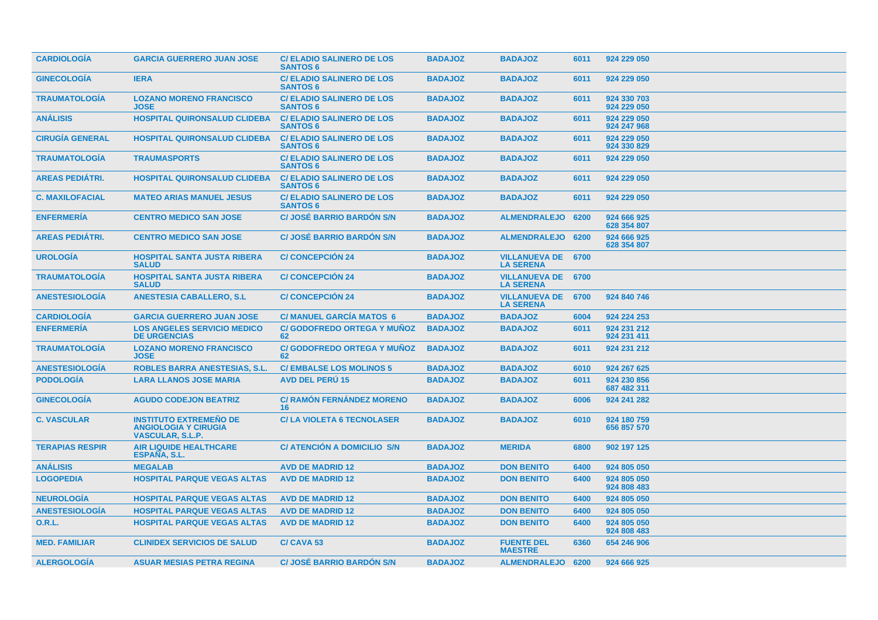| | | | | | | |
|---|---|---|---|---|---|---|
| **CARDIOLOGÍA** | **GARCIA GUERRERO JUAN JOSE** | **C/ ELADIO SALINERO DE LOS SANTOS 6** | **BADAJOZ** | **BADAJOZ** | **6011** | **924 229 050** |
| **GINECOLOGÍA** | **IERA** | **C/ ELADIO SALINERO DE LOS SANTOS 6** | **BADAJOZ** | **BADAJOZ** | **6011** | **924 229 050** |
| **TRAUMATOLOGÍA** | **LOZANO MORENO FRANCISCO JOSE** | **C/ ELADIO SALINERO DE LOS SANTOS 6** | **BADAJOZ** | **BADAJOZ** | **6011** | **924 330 703 924 229 050** |
| **ANÁLISIS** | **HOSPITAL QUIRONSALUD CLIDEBA** | **C/ ELADIO SALINERO DE LOS SANTOS 6** | **BADAJOZ** | **BADAJOZ** | **6011** | **924 229 050 924 247 968** |
| **CIRUGÍA GENERAL** | **HOSPITAL QUIRONSALUD CLIDEBA** | **C/ ELADIO SALINERO DE LOS SANTOS 6** | **BADAJOZ** | **BADAJOZ** | **6011** | **924 229 050 924 330 829** |
| **TRAUMATOLOGÍA** | **TRAUMASPORTS** | **C/ ELADIO SALINERO DE LOS SANTOS 6** | **BADAJOZ** | **BADAJOZ** | **6011** | **924 229 050** |
| **AREAS PEDIÁTRI.** | **HOSPITAL QUIRONSALUD CLIDEBA** | **C/ ELADIO SALINERO DE LOS SANTOS 6** | **BADAJOZ** | **BADAJOZ** | **6011** | **924 229 050** |
| **C. MAXILOFACIAL** | **MATEO ARIAS MANUEL JESUS** | **C/ ELADIO SALINERO DE LOS SANTOS 6** | **BADAJOZ** | **BADAJOZ** | **6011** | **924 229 050** |
| **ENFERMERÍA** | **CENTRO MEDICO SAN JOSE** | **C/ JOSÉ BARRIO BARDÓN S/N** | **BADAJOZ** | **ALMENDRALEJO** | **6200** | **924 666 925 628 354 807** |
| **AREAS PEDIÁTRI.** | **CENTRO MEDICO SAN JOSE** | **C/ JOSÉ BARRIO BARDÓN S/N** | **BADAJOZ** | **ALMENDRALEJO** | **6200** | **924 666 925 628 354 807** |
| **UROLOGÍA** | **HOSPITAL SANTA JUSTA RIBERA SALUD** | **C/ CONCEPCIÓN 24** | **BADAJOZ** | **VILLANUEVA DE LA SERENA** | **6700** | |
| **TRAUMATOLOGÍA** | **HOSPITAL SANTA JUSTA RIBERA SALUD** | **C/ CONCEPCIÓN 24** | **BADAJOZ** | **VILLANUEVA DE LA SERENA** | **6700** | |
| **ANESTESIOLOGÍA** | **ANESTESIA CABALLERO, S.L** | **C/ CONCEPCIÓN 24** | **BADAJOZ** | **VILLANUEVA DE LA SERENA** | **6700** | **924 840 746** |
| **CARDIOLOGÍA** | **GARCIA GUERRERO JUAN JOSE** | **C/ MANUEL GARCÍA MATOS 6** | **BADAJOZ** | **BADAJOZ** | **6004** | **924 224 253** |
| **ENFERMERÍA** | **LOS ANGELES SERVICIO MEDICO DE URGENCIAS** | **C/ GODOFREDO ORTEGA Y MUÑOZ 62** | **BADAJOZ** | **BADAJOZ** | **6011** | **924 231 212 924 231 411** |
| **TRAUMATOLOGÍA** | **LOZANO MORENO FRANCISCO JOSE** | **C/ GODOFREDO ORTEGA Y MUÑOZ 62** | **BADAJOZ** | **BADAJOZ** | **6011** | **924 231 212** |
| **ANESTESIOLOGÍA** | **ROBLES BARRA ANESTESIAS, S.L.** | **C/ EMBALSE LOS MOLINOS 5** | **BADAJOZ** | **BADAJOZ** | **6010** | **924 267 625** |
| **PODOLOGÍA** | **LARA LLANOS JOSE MARIA** | **AVD DEL PERÚ 15** | **BADAJOZ** | **BADAJOZ** | **6011** | **924 230 856 687 482 311** |
| **GINECOLOGÍA** | **AGUDO CODEJON BEATRIZ** | **C/ RAMÓN FERNÁNDEZ MORENO 16** | **BADAJOZ** | **BADAJOZ** | **6006** | **924 241 282** |
| **C. VASCULAR** | **INSTITUTO EXTREMEÑO DE ANGIOLOGIA Y CIRUGIA VASCULAR, S.L.P.** | **C/ LA VIOLETA 6 TECNOLASER** | **BADAJOZ** | **BADAJOZ** | **6010** | **924 180 759 656 857 570** |
| **TERAPIAS RESPIR** | **AIR LIQUIDE HEALTHCARE ESPAÑA, S.L.** | **C/ ATENCIÓN A DOMICILIO S/N** | **BADAJOZ** | **MERIDA** | **6800** | **902 197 125** |
| **ANÁLISIS** | **MEGALAB** | **AVD DE MADRID 12** | **BADAJOZ** | **DON BENITO** | **6400** | **924 805 050** |
| **LOGOPEDIA** | **HOSPITAL PARQUE VEGAS ALTAS** | **AVD DE MADRID 12** | **BADAJOZ** | **DON BENITO** | **6400** | **924 805 050 924 808 483** |
| **NEUROLOGÍA** | **HOSPITAL PARQUE VEGAS ALTAS** | **AVD DE MADRID 12** | **BADAJOZ** | **DON BENITO** | **6400** | **924 805 050** |
| **ANESTESIOLOGÍA** | **HOSPITAL PARQUE VEGAS ALTAS** | **AVD DE MADRID 12** | **BADAJOZ** | **DON BENITO** | **6400** | **924 805 050** |
| **O.R.L.** | **HOSPITAL PARQUE VEGAS ALTAS** | **AVD DE MADRID 12** | **BADAJOZ** | **DON BENITO** | **6400** | **924 805 050 924 808 483** |
| **MED. FAMILIAR** | **CLINIDEX SERVICIOS DE SALUD** | **C/ CAVA 53** | **BADAJOZ** | **FUENTE DEL MAESTRE** | **6360** | **654 246 906** |
| **ALERGOLOGÍA** | **ASUAR MESIAS PETRA REGINA** | **C/ JOSÉ BARRIO BARDÓN S/N** | **BADAJOZ** | **ALMENDRALEJO** | **6200** | **924 666 925** |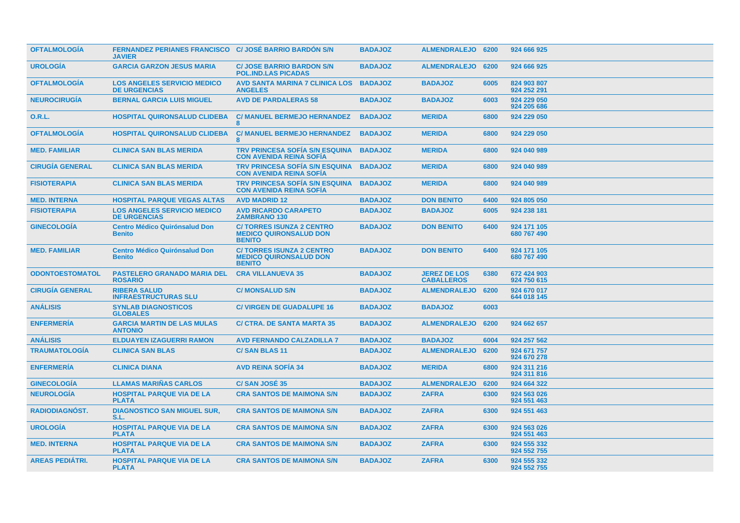| | | | | | | |
|---|---|---|---|---|---|---|
| **OFTALMOLOGÍA** | **FERNANDEZ PERIANES FRANCISCO JAVIER** | **C/ JOSÉ BARRIO BARDÓN S/N** | **BADAJOZ** | **ALMENDRALEJO** | **6200** | **924 666 925** |
| **UROLOGÍA** | **GARCIA GARZON JESUS MARIA** | **C/ JOSE BARRIO BARDON S/N POL.IND.LAS PICADAS** | **BADAJOZ** | **ALMENDRALEJO** | **6200** | **924 666 925** |
| **OFTALMOLOGÍA** | **LOS ANGELES SERVICIO MEDICO DE URGENCIAS** | **AVD SANTA MARINA 7 CLINICA LOS ANGELES** | **BADAJOZ** | **BADAJOZ** | **6005** | **824 903 807 924 252 291** |
| **NEUROCIRUGÍA** | **BERNAL GARCIA LUIS MIGUEL** | **AVD DE PARDALERAS 58** | **BADAJOZ** | **BADAJOZ** | **6003** | **924 229 050 924 205 686** |
| **O.R.L.** | **HOSPITAL QUIRONSALUD CLIDEBA** | **C/ MANUEL BERMEJO HERNANDEZ 8** | **BADAJOZ** | **MERIDA** | **6800** | **924 229 050** |
| **OFTALMOLOGÍA** | **HOSPITAL QUIRONSALUD CLIDEBA** | **C/ MANUEL BERMEJO HERNANDEZ 8** | **BADAJOZ** | **MERIDA** | **6800** | **924 229 050** |
| **MED. FAMILIAR** | **CLINICA SAN BLAS MERIDA** | **TRV PRINCESA SOFÍA S/N ESQUINA CON AVENIDA REINA SOFÍA** | **BADAJOZ** | **MERIDA** | **6800** | **924 040 989** |
| **CIRUGÍA GENERAL** | **CLINICA SAN BLAS MERIDA** | **TRV PRINCESA SOFÍA S/N ESQUINA CON AVENIDA REINA SOFÍA** | **BADAJOZ** | **MERIDA** | **6800** | **924 040 989** |
| **FISIOTERAPIA** | **CLINICA SAN BLAS MERIDA** | **TRV PRINCESA SOFÍA S/N ESQUINA CON AVENIDA REINA SOFÍA** | **BADAJOZ** | **MERIDA** | **6800** | **924 040 989** |
| **MED. INTERNA** | **HOSPITAL PARQUE VEGAS ALTAS** | **AVD MADRID 12** | **BADAJOZ** | **DON BENITO** | **6400** | **924 805 050** |
| **FISIOTERAPIA** | **LOS ANGELES SERVICIO MEDICO DE URGENCIAS** | **AVD RICARDO CARAPETO ZAMBRANO 130** | **BADAJOZ** | **BADAJOZ** | **6005** | **924 238 181** |
| **GINECOLOGÍA** | **Centro Médico Quirónsalud Don Benito** | **C/ TORRES ISUNZA 2 CENTRO MEDICO QUIRONSALUD DON BENITO** | **BADAJOZ** | **DON BENITO** | **6400** | **924 171 105 680 767 490** |
| **MED. FAMILIAR** | **Centro Médico Quirónsalud Don Benito** | **C/ TORRES ISUNZA 2 CENTRO MEDICO QUIRONSALUD DON BENITO** | **BADAJOZ** | **DON BENITO** | **6400** | **924 171 105 680 767 490** |
| **ODONTOESTOMATOL** | **PASTELERO GRANADO MARIA DEL ROSARIO** | **CRA VILLANUEVA 35** | **BADAJOZ** | **JEREZ DE LOS CABALLEROS** | **6380** | **672 424 903 924 750 615** |
| **CIRUGÍA GENERAL** | **RIBERA SALUD INFRAESTRUCTURAS SLU** | **C/ MONSALUD S/N** | **BADAJOZ** | **ALMENDRALEJO** | **6200** | **924 670 017 644 018 145** |
| **ANÁLISIS** | **SYNLAB DIAGNOSTICOS GLOBALES** | **C/ VIRGEN DE GUADALUPE 16** | **BADAJOZ** | **BADAJOZ** | **6003** | |
| **ENFERMERÍA** | **GARCIA MARTIN DE LAS MULAS ANTONIO** | **C/ CTRA. DE SANTA MARTA 35** | **BADAJOZ** | **ALMENDRALEJO** | **6200** | **924 662 657** |
| **ANÁLISIS** | **ELDUAYEN IZAGUERRI RAMON** | **AVD FERNANDO CALZADILLA 7** | **BADAJOZ** | **BADAJOZ** | **6004** | **924 257 562** |
| **TRAUMATOLOGÍA** | **CLINICA SAN BLAS** | **C/ SAN BLAS 11** | **BADAJOZ** | **ALMENDRALEJO** | **6200** | **924 671 757 924 670 278** |
| **ENFERMERÍA** | **CLINICA DIANA** | **AVD REINA SOFÍA 34** | **BADAJOZ** | **MERIDA** | **6800** | **924 311 216 924 311 816** |
| **GINECOLOGÍA** | **LLAMAS MARIÑAS CARLOS** | **C/ SAN JOSÉ 35** | **BADAJOZ** | **ALMENDRALEJO** | **6200** | **924 664 322** |
| **NEUROLOGÍA** | **HOSPITAL PARQUE VIA DE LA PLATA** | **CRA SANTOS DE MAIMONA S/N** | **BADAJOZ** | **ZAFRA** | **6300** | **924 563 026 924 551 463** |
| **RADIODIAGNÓST.** | **DIAGNOSTICO SAN MIGUEL SUR, S.L.** | **CRA SANTOS DE MAIMONA S/N** | **BADAJOZ** | **ZAFRA** | **6300** | **924 551 463** |
| **UROLOGÍA** | **HOSPITAL PARQUE VIA DE LA PLATA** | **CRA SANTOS DE MAIMONA S/N** | **BADAJOZ** | **ZAFRA** | **6300** | **924 563 026 924 551 463** |
| **MED. INTERNA** | **HOSPITAL PARQUE VIA DE LA PLATA** | **CRA SANTOS DE MAIMONA S/N** | **BADAJOZ** | **ZAFRA** | **6300** | **924 555 332 924 552 755** |
| **AREAS PEDIÁTRI.** | **HOSPITAL PARQUE VIA DE LA PLATA** | **CRA SANTOS DE MAIMONA S/N** | **BADAJOZ** | **ZAFRA** | **6300** | **924 555 332 924 552 755** |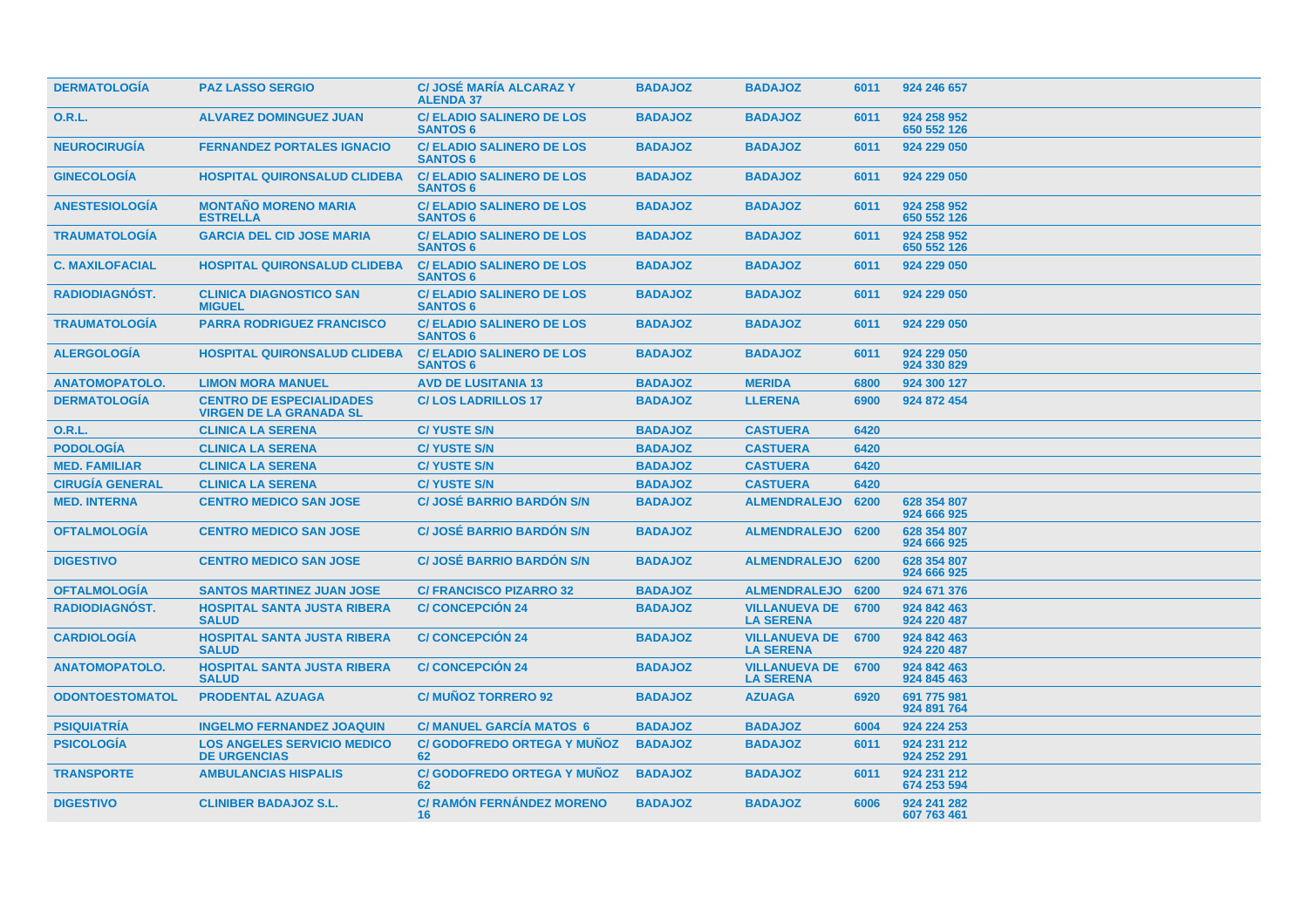| DERMATOLOGÍA | PAZ LASSO SERGIO | C/ JOSÉ MARÍA ALCARAZ Y ALENDA 37 | BADAJOZ | BADAJOZ | 6011 | 924 246 657 |
|---|---|---|---|---|---|---|
| O.R.L. | ALVAREZ DOMINGUEZ JUAN | C/ ELADIO SALINERO DE LOS SANTOS 6 | BADAJOZ | BADAJOZ | 6011 | 924 258 952 650 552 126 |
| NEUROCIRUGÍA | FERNANDEZ PORTALES IGNACIO | C/ ELADIO SALINERO DE LOS SANTOS 6 | BADAJOZ | BADAJOZ | 6011 | 924 229 050 |
| GINECOLOGÍA | HOSPITAL QUIRONSALUD CLIDEBA | C/ ELADIO SALINERO DE LOS SANTOS 6 | BADAJOZ | BADAJOZ | 6011 | 924 229 050 |
| ANESTESIOLOGÍA | MONTAÑO MORENO MARIA ESTRELLA | C/ ELADIO SALINERO DE LOS SANTOS 6 | BADAJOZ | BADAJOZ | 6011 | 924 258 952 650 552 126 |
| TRAUMATOLOGÍA | GARCIA DEL CID JOSE MARIA | C/ ELADIO SALINERO DE LOS SANTOS 6 | BADAJOZ | BADAJOZ | 6011 | 924 258 952 650 552 126 |
| C. MAXILOFACIAL | HOSPITAL QUIRONSALUD CLIDEBA | C/ ELADIO SALINERO DE LOS SANTOS 6 | BADAJOZ | BADAJOZ | 6011 | 924 229 050 |
| RADIODIAGNÓST. | CLINICA DIAGNOSTICO SAN MIGUEL | C/ ELADIO SALINERO DE LOS SANTOS 6 | BADAJOZ | BADAJOZ | 6011 | 924 229 050 |
| TRAUMATOLOGÍA | PARRA RODRIGUEZ FRANCISCO | C/ ELADIO SALINERO DE LOS SANTOS 6 | BADAJOZ | BADAJOZ | 6011 | 924 229 050 |
| ALERGOLOGÍA | HOSPITAL QUIRONSALUD CLIDEBA | C/ ELADIO SALINERO DE LOS SANTOS 6 | BADAJOZ | BADAJOZ | 6011 | 924 229 050 924 330 829 |
| ANATOMOPATOLO. | LIMON MORA MANUEL | AVD DE LUSITANIA 13 | BADAJOZ | MERIDA | 6800 | 924 300 127 |
| DERMATOLOGÍA | CENTRO DE ESPECIALIDADES VIRGEN DE LA GRANADA SL | C/ LOS LADRILLOS 17 | BADAJOZ | LLERENA | 6900 | 924 872 454 |
| O.R.L. | CLINICA LA SERENA | C/ YUSTE S/N | BADAJOZ | CASTUERA | 6420 | |
| PODOLOGÍA | CLINICA LA SERENA | C/ YUSTE S/N | BADAJOZ | CASTUERA | 6420 | |
| MED. FAMILIAR | CLINICA LA SERENA | C/ YUSTE S/N | BADAJOZ | CASTUERA | 6420 | |
| CIRUGÍA GENERAL | CLINICA LA SERENA | C/ YUSTE S/N | BADAJOZ | CASTUERA | 6420 | |
| MED. INTERNA | CENTRO MEDICO SAN JOSE | C/ JOSÉ BARRIO BARDÓN S/N | BADAJOZ | ALMENDRALEJO | 6200 | 628 354 807 924 666 925 |
| OFTALMOLOGÍA | CENTRO MEDICO SAN JOSE | C/ JOSÉ BARRIO BARDÓN S/N | BADAJOZ | ALMENDRALEJO | 6200 | 628 354 807 924 666 925 |
| DIGESTIVO | CENTRO MEDICO SAN JOSE | C/ JOSÉ BARRIO BARDÓN S/N | BADAJOZ | ALMENDRALEJO | 6200 | 628 354 807 924 666 925 |
| OFTALMOLOGÍA | SANTOS MARTINEZ JUAN JOSE | C/ FRANCISCO PIZARRO 32 | BADAJOZ | ALMENDRALEJO | 6200 | 924 671 376 |
| RADIODIAGNÓST. | HOSPITAL SANTA JUSTA RIBERA SALUD | C/ CONCEPCIÓN 24 | BADAJOZ | VILLANUEVA DE LA SERENA | 6700 | 924 842 463 924 220 487 |
| CARDIOLOGÍA | HOSPITAL SANTA JUSTA RIBERA SALUD | C/ CONCEPCIÓN 24 | BADAJOZ | VILLANUEVA DE LA SERENA | 6700 | 924 842 463 924 220 487 |
| ANATOMOPATOLO. | HOSPITAL SANTA JUSTA RIBERA SALUD | C/ CONCEPCIÓN 24 | BADAJOZ | VILLANUEVA DE LA SERENA | 6700 | 924 842 463 924 845 463 |
| ODONTOESTOMATOL | PRODENTAL AZUAGA | C/ MUÑOZ TORRERO 92 | BADAJOZ | AZUAGA | 6920 | 691 775 981 924 891 764 |
| PSIQUIATRÍA | INGELMO FERNANDEZ JOAQUIN | C/ MANUEL GARCÍA MATOS 6 | BADAJOZ | BADAJOZ | 6004 | 924 224 253 |
| PSICOLOGÍA | LOS ANGELES SERVICIO MEDICO DE URGENCIAS | C/ GODOFREDO ORTEGA Y MUÑOZ 62 | BADAJOZ | BADAJOZ | 6011 | 924 231 212 924 252 291 |
| TRANSPORTE | AMBULANCIAS HISPALIS | C/ GODOFREDO ORTEGA Y MUÑOZ 62 | BADAJOZ | BADAJOZ | 6011 | 924 231 212 674 253 594 |
| DIGESTIVO | CLINIBER BADAJOZ S.L. | C/ RAMÓN FERNÁNDEZ MORENO 16 | BADAJOZ | BADAJOZ | 6006 | 924 241 282 607 763 461 |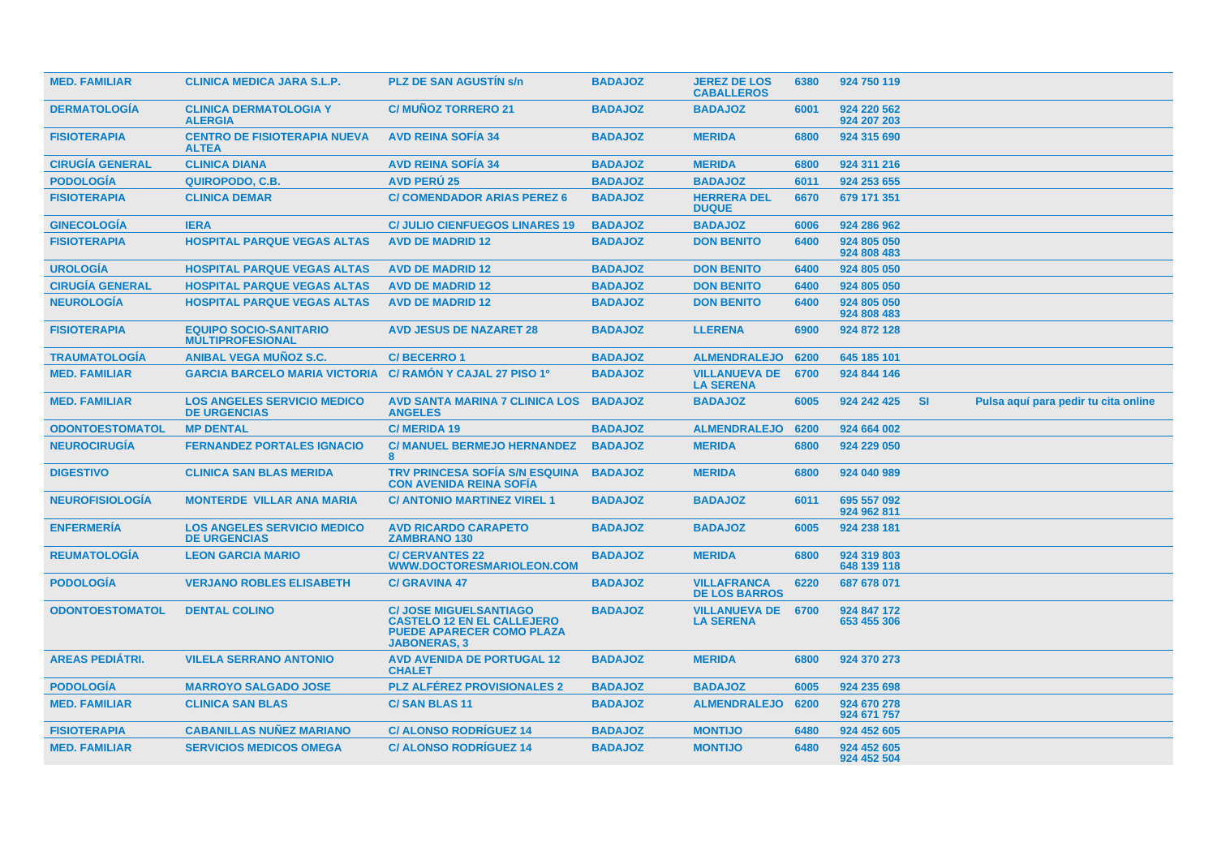| | | | | | | | | |
|---|---|---|---|---|---|---|---|---|
| MED. FAMILIAR | CLINICA MEDICA JARA S.L.P. | PLZ DE SAN AGUSTÍN s/n | BADAJOZ | JEREZ DE LOS CABALLEROS | 6380 | 924 750 119 | | |
| DERMATOLOGÍA | CLINICA DERMATOLOGIA Y ALERGIA | C/ MUÑOZ TORRERO 21 | BADAJOZ | BADAJOZ | 6001 | 924 220 562 924 207 203 | | |
| FISIOTERAPIA | CENTRO DE FISIOTERAPIA NUEVA ALTEA | AVD REINA SOFÍA 34 | BADAJOZ | MERIDA | 6800 | 924 315 690 | | |
| CIRUGÍA GENERAL | CLINICA DIANA | AVD REINA SOFÍA 34 | BADAJOZ | MERIDA | 6800 | 924 311 216 | | |
| PODOLOGÍA | QUIROPODO, C.B. | AVD PERÚ 25 | BADAJOZ | BADAJOZ | 6011 | 924 253 655 | | |
| FISIOTERAPIA | CLINICA DEMAR | C/ COMENDADOR ARIAS PEREZ 6 | BADAJOZ | HERRERA DEL DUQUE | 6670 | 679 171 351 | | |
| GINECOLOGÍA | IERA | C/ JULIO CIENFUEGOS LINARES 19 | BADAJOZ | BADAJOZ | 6006 | 924 286 962 | | |
| FISIOTERAPIA | HOSPITAL PARQUE VEGAS ALTAS | AVD DE MADRID 12 | BADAJOZ | DON BENITO | 6400 | 924 805 050 924 808 483 | | |
| UROLOGÍA | HOSPITAL PARQUE VEGAS ALTAS | AVD DE MADRID 12 | BADAJOZ | DON BENITO | 6400 | 924 805 050 | | |
| CIRUGÍA GENERAL | HOSPITAL PARQUE VEGAS ALTAS | AVD DE MADRID 12 | BADAJOZ | DON BENITO | 6400 | 924 805 050 | | |
| NEUROLOGÍA | HOSPITAL PARQUE VEGAS ALTAS | AVD DE MADRID 12 | BADAJOZ | DON BENITO | 6400 | 924 805 050 924 808 483 | | |
| FISIOTERAPIA | EQUIPO SOCIO-SANITARIO MULTIPROFESIONAL | AVD JESUS DE NAZARET 28 | BADAJOZ | LLERENA | 6900 | 924 872 128 | | |
| TRAUMATOLOGÍA | ANIBAL VEGA MUÑOZ S.C. | C/ BECERRO 1 | BADAJOZ | ALMENDRALEJO | 6200 | 645 185 101 | | |
| MED. FAMILIAR | GARCIA BARCELO MARIA VICTORIA | C/ RAMÓN Y CAJAL 27 PISO 1º | BADAJOZ | VILLANUEVA DE LA SERENA | 6700 | 924 844 146 | | |
| MED. FAMILIAR | LOS ANGELES SERVICIO MEDICO DE URGENCIAS | AVD SANTA MARINA 7 CLINICA LOS ANGELES | BADAJOZ | BADAJOZ | 6005 | 924 242 425 | SI | Pulsa aquí para pedir tu cita online |
| ODONTOESTOMATOL | MP DENTAL | C/ MERIDA 19 | BADAJOZ | ALMENDRALEJO | 6200 | 924 664 002 | | |
| NEUROCIRUGÍA | FERNANDEZ PORTALES IGNACIO | C/ MANUEL BERMEJO HERNANDEZ 8 | BADAJOZ | MERIDA | 6800 | 924 229 050 | | |
| DIGESTIVO | CLINICA SAN BLAS MERIDA | TRV PRINCESA SOFÍA S/N ESQUINA CON AVENIDA REINA SOFÍA | BADAJOZ | MERIDA | 6800 | 924 040 989 | | |
| NEUROFISIOLOGÍA | MONTERDE VILLAR ANA MARIA | C/ ANTONIO MARTINEZ VIREL 1 | BADAJOZ | BADAJOZ | 6011 | 695 557 092 924 962 811 | | |
| ENFERMERÍA | LOS ANGELES SERVICIO MEDICO DE URGENCIAS | AVD RICARDO CARAPETO ZAMBRANO 130 | BADAJOZ | BADAJOZ | 6005 | 924 238 181 | | |
| REUMATOLOGÍA | LEON GARCIA MARIO | C/ CERVANTES 22 WWW.DOCTORESMARIOLEON.COM | BADAJOZ | MERIDA | 6800 | 924 319 803 648 139 118 | | |
| PODOLOGÍA | VERJANO ROBLES ELISABETH | C/ GRAVINA 47 | BADAJOZ | VILLAFRANCA DE LOS BARROS | 6220 | 687 678 071 | | |
| ODONTOESTOMATOL | DENTAL COLINO | C/ JOSE MIGUELSANTIAGO CASTELO 12 EN EL CALLEJERO PUEDE APARECER COMO PLAZA JABONERAS, 3 | BADAJOZ | VILLANUEVA DE LA SERENA | 6700 | 924 847 172 653 455 306 | | |
| AREAS PEDIÁTRI. | VILELA SERRANO ANTONIO | AVD AVENIDA DE PORTUGAL 12 CHALET | BADAJOZ | MERIDA | 6800 | 924 370 273 | | |
| PODOLOGÍA | MARROYO SALGADO JOSE | PLZ ALFÉREZ PROVISIONALES 2 | BADAJOZ | BADAJOZ | 6005 | 924 235 698 | | |
| MED. FAMILIAR | CLINICA SAN BLAS | C/ SAN BLAS 11 | BADAJOZ | ALMENDRALEJO | 6200 | 924 670 278 924 671 757 | | |
| FISIOTERAPIA | CABANILLAS NUÑEZ MARIANO | C/ ALONSO RODRÍGUEZ 14 | BADAJOZ | MONTIJO | 6480 | 924 452 605 | | |
| MED. FAMILIAR | SERVICIOS MEDICOS OMEGA | C/ ALONSO RODRÍGUEZ 14 | BADAJOZ | MONTIJO | 6480 | 924 452 605 924 452 504 | | |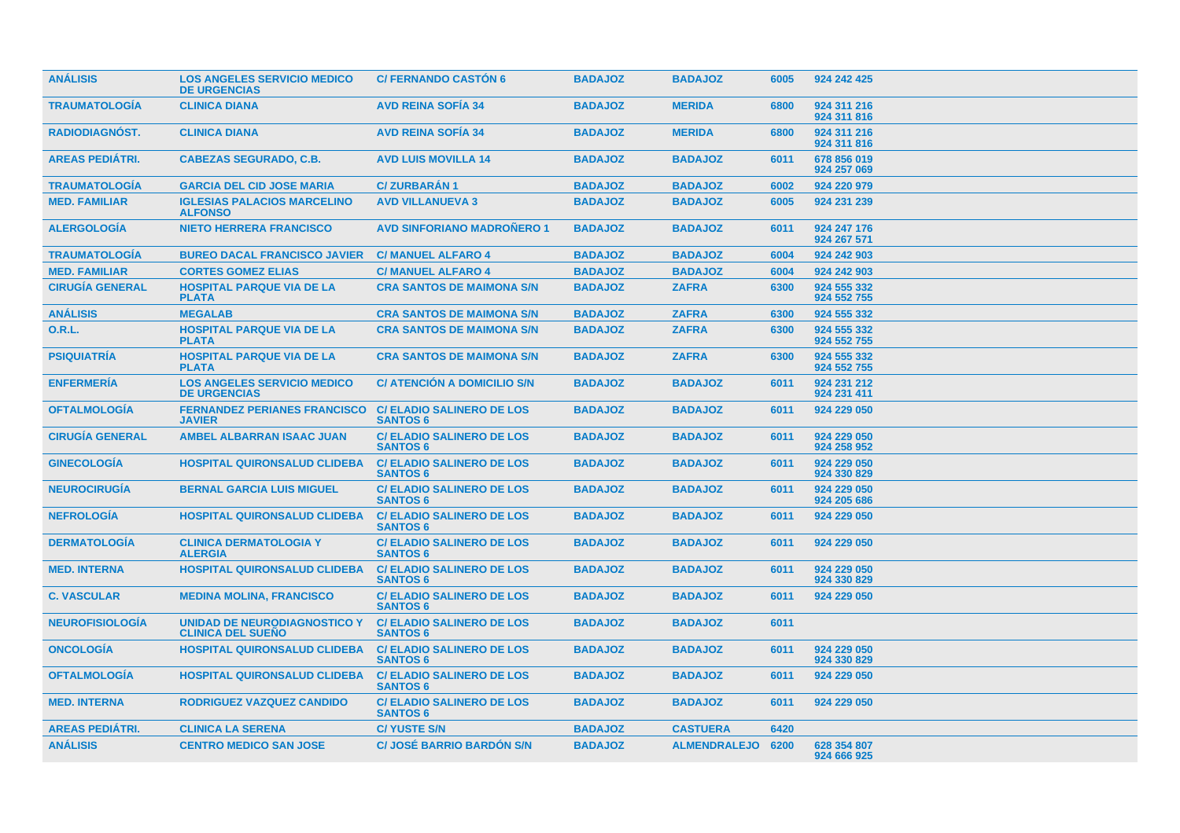| | | | | | | |
|---|---|---|---|---|---|---|
| **ANÁLISIS** | **LOS ANGELES SERVICIO MEDICO DE URGENCIAS** | **C/ FERNANDO CASTÓN 6** | **BADAJOZ** | **BADAJOZ** | **6005** | **924 242 425** |
| **TRAUMATOLOGÍA** | **CLINICA DIANA** | **AVD REINA SOFÍA 34** | **BADAJOZ** | **MERIDA** | **6800** | **924 311 216 924 311 816** |
| **RADIODIAGNÓST.** | **CLINICA DIANA** | **AVD REINA SOFÍA 34** | **BADAJOZ** | **MERIDA** | **6800** | **924 311 216 924 311 816** |
| **AREAS PEDIÁTRI.** | **CABEZAS SEGURADO, C.B.** | **AVD LUIS MOVILLA 14** | **BADAJOZ** | **BADAJOZ** | **6011** | **678 856 019 924 257 069** |
| **TRAUMATOLOGÍA** | **GARCIA DEL CID JOSE MARIA** | **C/ ZURBARÁN 1** | **BADAJOZ** | **BADAJOZ** | **6002** | **924 220 979** |
| **MED. FAMILIAR** | **IGLESIAS PALACIOS MARCELINO ALFONSO** | **AVD VILLANUEVA 3** | **BADAJOZ** | **BADAJOZ** | **6005** | **924 231 239** |
| **ALERGOLOGÍA** | **NIETO HERRERA FRANCISCO** | **AVD SINFORIANO MADROÑERO 1** | **BADAJOZ** | **BADAJOZ** | **6011** | **924 247 176 924 267 571** |
| **TRAUMATOLOGÍA** | **BUREO DACAL FRANCISCO JAVIER** | **C/ MANUEL ALFARO 4** | **BADAJOZ** | **BADAJOZ** | **6004** | **924 242 903** |
| **MED. FAMILIAR** | **CORTES GOMEZ ELIAS** | **C/ MANUEL ALFARO 4** | **BADAJOZ** | **BADAJOZ** | **6004** | **924 242 903** |
| **CIRUGÍA GENERAL** | **HOSPITAL PARQUE VIA DE LA PLATA** | **CRA SANTOS DE MAIMONA S/N** | **BADAJOZ** | **ZAFRA** | **6300** | **924 555 332 924 552 755** |
| **ANÁLISIS** | **MEGALAB** | **CRA SANTOS DE MAIMONA S/N** | **BADAJOZ** | **ZAFRA** | **6300** | **924 555 332** |
| **O.R.L.** | **HOSPITAL PARQUE VIA DE LA PLATA** | **CRA SANTOS DE MAIMONA S/N** | **BADAJOZ** | **ZAFRA** | **6300** | **924 555 332 924 552 755** |
| **PSIQUIATRÍA** | **HOSPITAL PARQUE VIA DE LA PLATA** | **CRA SANTOS DE MAIMONA S/N** | **BADAJOZ** | **ZAFRA** | **6300** | **924 555 332 924 552 755** |
| **ENFERMERÍA** | **LOS ANGELES SERVICIO MEDICO DE URGENCIAS** | **C/ ATENCIÓN A DOMICILIO S/N** | **BADAJOZ** | **BADAJOZ** | **6011** | **924 231 212 924 231 411** |
| **OFTALMOLOGÍA** | **FERNANDEZ PERIANES FRANCISCO JAVIER** | **C/ ELADIO SALINERO DE LOS SANTOS 6** | **BADAJOZ** | **BADAJOZ** | **6011** | **924 229 050** |
| **CIRUGÍA GENERAL** | **AMBEL ALBARRAN ISAAC JUAN** | **C/ ELADIO SALINERO DE LOS SANTOS 6** | **BADAJOZ** | **BADAJOZ** | **6011** | **924 229 050 924 258 952** |
| **GINECOLOGÍA** | **HOSPITAL QUIRONSALUD CLIDEBA** | **C/ ELADIO SALINERO DE LOS SANTOS 6** | **BADAJOZ** | **BADAJOZ** | **6011** | **924 229 050 924 330 829** |
| **NEUROCIRUGÍA** | **BERNAL GARCIA LUIS MIGUEL** | **C/ ELADIO SALINERO DE LOS SANTOS 6** | **BADAJOZ** | **BADAJOZ** | **6011** | **924 229 050 924 205 686** |
| **NEFROLOGÍA** | **HOSPITAL QUIRONSALUD CLIDEBA** | **C/ ELADIO SALINERO DE LOS SANTOS 6** | **BADAJOZ** | **BADAJOZ** | **6011** | **924 229 050** |
| **DERMATOLOGÍA** | **CLINICA DERMATOLOGIA Y ALERGIA** | **C/ ELADIO SALINERO DE LOS SANTOS 6** | **BADAJOZ** | **BADAJOZ** | **6011** | **924 229 050** |
| **MED. INTERNA** | **HOSPITAL QUIRONSALUD CLIDEBA** | **C/ ELADIO SALINERO DE LOS SANTOS 6** | **BADAJOZ** | **BADAJOZ** | **6011** | **924 229 050 924 330 829** |
| **C. VASCULAR** | **MEDINA MOLINA, FRANCISCO** | **C/ ELADIO SALINERO DE LOS SANTOS 6** | **BADAJOZ** | **BADAJOZ** | **6011** | **924 229 050** |
| **NEUROFISIOLOGÍA** | **UNIDAD DE NEURODIAGNOSTICO Y CLINICA DEL SUEÑO** | **C/ ELADIO SALINERO DE LOS SANTOS 6** | **BADAJOZ** | **BADAJOZ** | **6011** | |
| **ONCOLOGÍA** | **HOSPITAL QUIRONSALUD CLIDEBA** | **C/ ELADIO SALINERO DE LOS SANTOS 6** | **BADAJOZ** | **BADAJOZ** | **6011** | **924 229 050 924 330 829** |
| **OFTALMOLOGÍA** | **HOSPITAL QUIRONSALUD CLIDEBA** | **C/ ELADIO SALINERO DE LOS SANTOS 6** | **BADAJOZ** | **BADAJOZ** | **6011** | **924 229 050** |
| **MED. INTERNA** | **RODRIGUEZ VAZQUEZ CANDIDO** | **C/ ELADIO SALINERO DE LOS SANTOS 6** | **BADAJOZ** | **BADAJOZ** | **6011** | **924 229 050** |
| **AREAS PEDIÁTRI.** | **CLINICA LA SERENA** | **C/ YUSTE S/N** | **BADAJOZ** | **CASTUERA** | **6420** | |
| **ANÁLISIS** | **CENTRO MEDICO SAN JOSE** | **C/ JOSÉ BARRIO BARDÓN S/N** | **BADAJOZ** | **ALMENDRALEJO** | **6200** | **628 354 807 924 666 925** |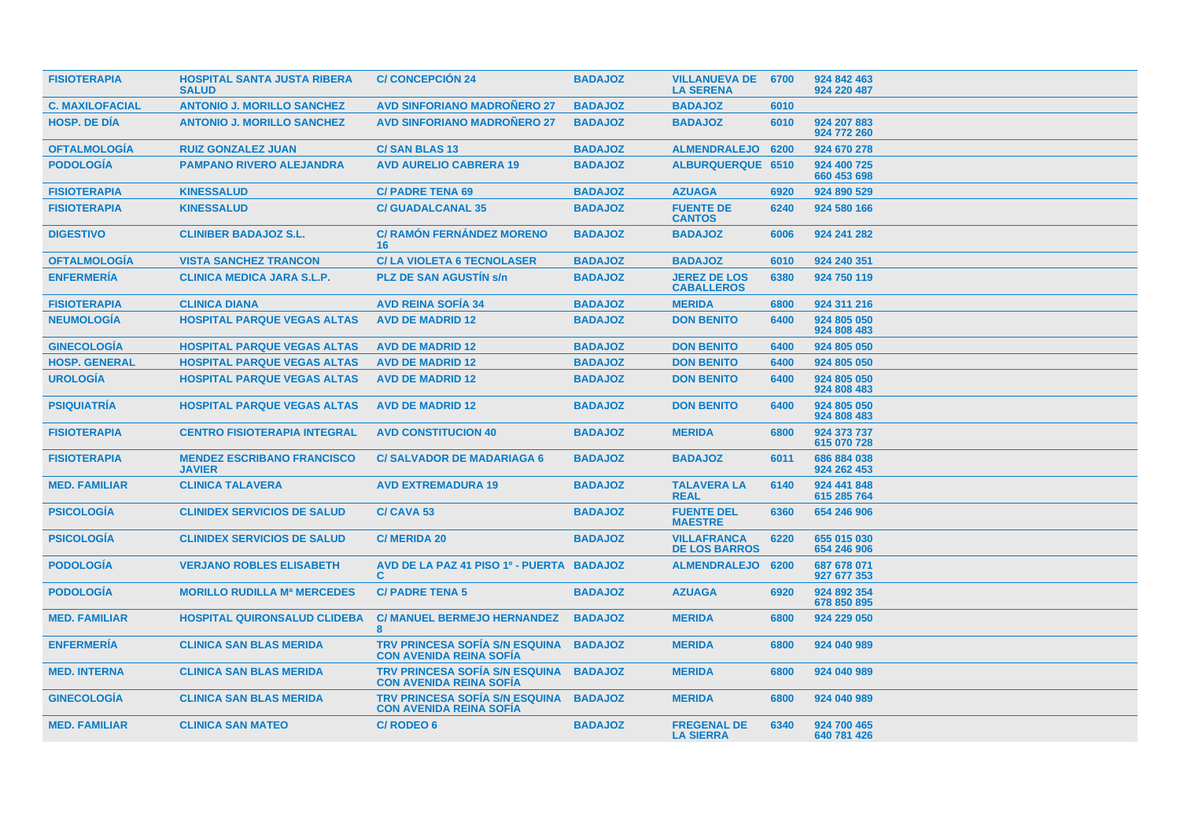| FISIOTERAPIA | HOSPITAL SANTA JUSTA RIBERA SALUD | C/ CONCEPCIÓN 24 | BADAJOZ | VILLANUEVA DE LA SERENA | 6700 | 924 842 463<br>924 220 487 |
|---|---|---|---|---|---|---|
| C. MAXILOFACIAL | ANTONIO J. MORILLO SANCHEZ | AVD SINFORIANO MADROÑERO 27 | BADAJOZ | BADAJOZ | 6010 | |
| HOSP. DE DÍA | ANTONIO J. MORILLO SANCHEZ | AVD SINFORIANO MADROÑERO 27 | BADAJOZ | BADAJOZ | 6010 | 924 207 883<br>924 772 260 |
| OFTALMOLOGÍA | RUIZ GONZALEZ JUAN | C/ SAN BLAS 13 | BADAJOZ | ALMENDRALEJO | 6200 | 924 670 278 |
| PODOLOGÍA | PAMPANO RIVERO ALEJANDRA | AVD AURELIO CABRERA 19 | BADAJOZ | ALBURQUERQUE | 6510 | 924 400 725<br>660 453 698 |
| FISIOTERAPIA | KINESSALUD | C/ PADRE TENA 69 | BADAJOZ | AZUAGA | 6920 | 924 890 529 |
| FISIOTERAPIA | KINESSALUD | C/ GUADALCANAL 35 | BADAJOZ | FUENTE DE CANTOS | 6240 | 924 580 166 |
| DIGESTIVO | CLINIBER BADAJOZ S.L. | C/ RAMÓN FERNÁNDEZ MORENO 16 | BADAJOZ | BADAJOZ | 6006 | 924 241 282 |
| OFTALMOLOGÍA | VISTA SANCHEZ TRANCON | C/ LA VIOLETA 6 TECNOLASER | BADAJOZ | BADAJOZ | 6010 | 924 240 351 |
| ENFERMERÍA | CLINICA MEDICA JARA S.L.P. | PLZ DE SAN AGUSTÍN s/n | BADAJOZ | JEREZ DE LOS CABALLEROS | 6380 | 924 750 119 |
| FISIOTERAPIA | CLINICA DIANA | AVD REINA SOFÍA 34 | BADAJOZ | MERIDA | 6800 | 924 311 216 |
| NEUMOLOGÍA | HOSPITAL PARQUE VEGAS ALTAS | AVD DE MADRID 12 | BADAJOZ | DON BENITO | 6400 | 924 805 050<br>924 808 483 |
| GINECOLOGÍA | HOSPITAL PARQUE VEGAS ALTAS | AVD DE MADRID 12 | BADAJOZ | DON BENITO | 6400 | 924 805 050 |
| HOSP. GENERAL | HOSPITAL PARQUE VEGAS ALTAS | AVD DE MADRID 12 | BADAJOZ | DON BENITO | 6400 | 924 805 050 |
| UROLOGÍA | HOSPITAL PARQUE VEGAS ALTAS | AVD DE MADRID 12 | BADAJOZ | DON BENITO | 6400 | 924 805 050<br>924 808 483 |
| PSIQUIATRÍA | HOSPITAL PARQUE VEGAS ALTAS | AVD DE MADRID 12 | BADAJOZ | DON BENITO | 6400 | 924 805 050<br>924 808 483 |
| FISIOTERAPIA | CENTRO FISIOTERAPIA INTEGRAL | AVD CONSTITUCION 40 | BADAJOZ | MERIDA | 6800 | 924 373 737<br>615 070 728 |
| FISIOTERAPIA | MENDEZ ESCRIBANO FRANCISCO JAVIER | C/ SALVADOR DE MADARIAGA 6 | BADAJOZ | BADAJOZ | 6011 | 686 884 038<br>924 262 453 |
| MED. FAMILIAR | CLINICA TALAVERA | AVD EXTREMADURA 19 | BADAJOZ | TALAVERA LA REAL | 6140 | 924 441 848<br>615 285 764 |
| PSICOLOGÍA | CLINIDEX SERVICIOS DE SALUD | C/ CAVA 53 | BADAJOZ | FUENTE DEL MAESTRE | 6360 | 654 246 906 |
| PSICOLOGÍA | CLINIDEX SERVICIOS DE SALUD | C/ MERIDA 20 | BADAJOZ | VILLAFRANCA DE LOS BARROS | 6220 | 655 015 030<br>654 246 906 |
| PODOLOGÍA | VERJANO ROBLES ELISABETH | AVD DE LA PAZ 41 PISO 1º - PUERTA C | BADAJOZ | ALMENDRALEJO | 6200 | 687 678 071<br>927 677 353 |
| PODOLOGÍA | MORILLO RUDILLA Mª MERCEDES | C/ PADRE TENA 5 | BADAJOZ | AZUAGA | 6920 | 924 892 354<br>678 850 895 |
| MED. FAMILIAR | HOSPITAL QUIRONSALUD CLIDEBA | C/ MANUEL BERMEJO HERNANDEZ 8 | BADAJOZ | MERIDA | 6800 | 924 229 050 |
| ENFERMERÍA | CLINICA SAN BLAS MERIDA | TRV PRINCESA SOFÍA S/N ESQUINA CON AVENIDA REINA SOFÍA | BADAJOZ | MERIDA | 6800 | 924 040 989 |
| MED. INTERNA | CLINICA SAN BLAS MERIDA | TRV PRINCESA SOFÍA S/N ESQUINA CON AVENIDA REINA SOFÍA | BADAJOZ | MERIDA | 6800 | 924 040 989 |
| GINECOLOGÍA | CLINICA SAN BLAS MERIDA | TRV PRINCESA SOFÍA S/N ESQUINA CON AVENIDA REINA SOFÍA | BADAJOZ | MERIDA | 6800 | 924 040 989 |
| MED. FAMILIAR | CLINICA SAN MATEO | C/ RODEO 6 | BADAJOZ | FREGENAL DE LA SIERRA | 6340 | 924 700 465<br>640 781 426 |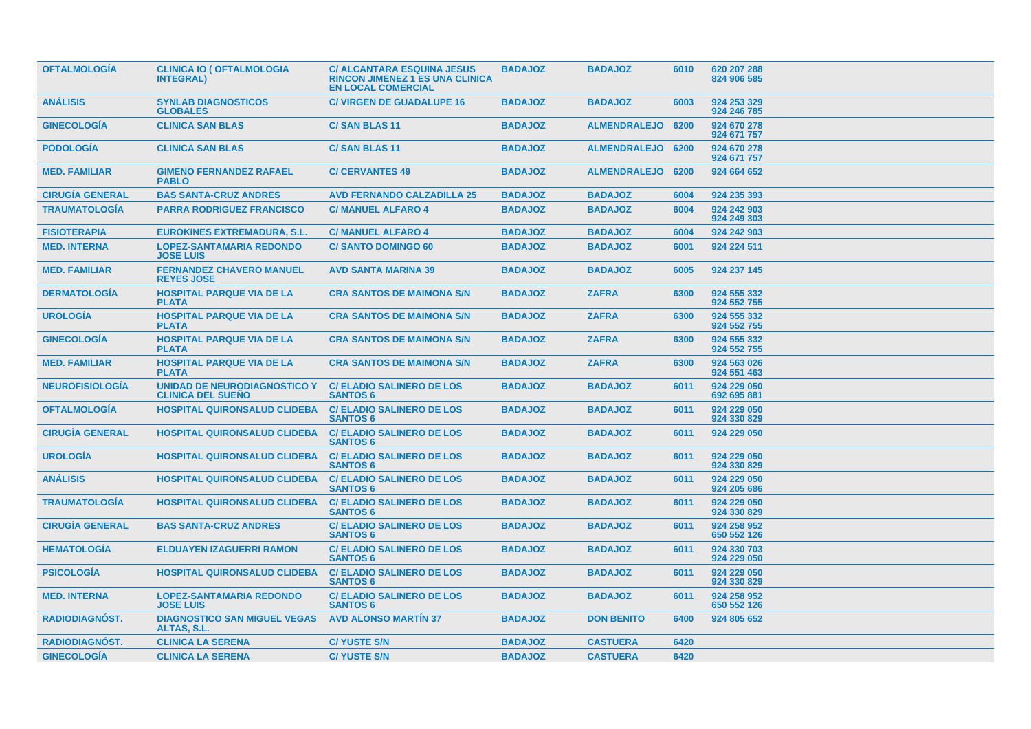| | | | | | | |
|---|---|---|---|---|---|---|
| **OFTALMOLOGÍA** | **CLINICA IO ( OFTALMOLOGIA INTEGRAL)** | **C/ ALCANTARA ESQUINA JESUS RINCON JIMENEZ 1 ES UNA CLINICA EN LOCAL COMERCIAL** | **BADAJOZ** | **BADAJOZ** | **6010** | **620 207 288 824 906 585** |
| **ANÁLISIS** | **SYNLAB DIAGNOSTICOS GLOBALES** | **C/ VIRGEN DE GUADALUPE 16** | **BADAJOZ** | **BADAJOZ** | **6003** | **924 253 329 924 246 785** |
| **GINECOLOGÍA** | **CLINICA SAN BLAS** | **C/ SAN BLAS 11** | **BADAJOZ** | **ALMENDRALEJO** | **6200** | **924 670 278 924 671 757** |
| **PODOLOGÍA** | **CLINICA SAN BLAS** | **C/ SAN BLAS 11** | **BADAJOZ** | **ALMENDRALEJO** | **6200** | **924 670 278 924 671 757** |
| **MED. FAMILIAR** | **GIMENO FERNANDEZ RAFAEL PABLO** | **C/ CERVANTES 49** | **BADAJOZ** | **ALMENDRALEJO** | **6200** | **924 664 652** |
| **CIRUGÍA GENERAL** | **BAS SANTA-CRUZ ANDRES** | **AVD FERNANDO CALZADILLA 25** | **BADAJOZ** | **BADAJOZ** | **6004** | **924 235 393** |
| **TRAUMATOLOGÍA** | **PARRA RODRIGUEZ FRANCISCO** | **C/ MANUEL ALFARO 4** | **BADAJOZ** | **BADAJOZ** | **6004** | **924 242 903 924 249 303** |
| **FISIOTERAPIA** | **EUROKINES EXTREMADURA, S.L.** | **C/ MANUEL ALFARO 4** | **BADAJOZ** | **BADAJOZ** | **6004** | **924 242 903** |
| **MED. INTERNA** | **LOPEZ-SANTAMARIA REDONDO JOSE LUIS** | **C/ SANTO DOMINGO 60** | **BADAJOZ** | **BADAJOZ** | **6001** | **924 224 511** |
| **MED. FAMILIAR** | **FERNANDEZ CHAVERO MANUEL REYES JOSE** | **AVD SANTA MARINA 39** | **BADAJOZ** | **BADAJOZ** | **6005** | **924 237 145** |
| **DERMATOLOGÍA** | **HOSPITAL PARQUE VIA DE LA PLATA** | **CRA SANTOS DE MAIMONA S/N** | **BADAJOZ** | **ZAFRA** | **6300** | **924 555 332 924 552 755** |
| **UROLOGÍA** | **HOSPITAL PARQUE VIA DE LA PLATA** | **CRA SANTOS DE MAIMONA S/N** | **BADAJOZ** | **ZAFRA** | **6300** | **924 555 332 924 552 755** |
| **GINECOLOGÍA** | **HOSPITAL PARQUE VIA DE LA PLATA** | **CRA SANTOS DE MAIMONA S/N** | **BADAJOZ** | **ZAFRA** | **6300** | **924 555 332 924 552 755** |
| **MED. FAMILIAR** | **HOSPITAL PARQUE VIA DE LA PLATA** | **CRA SANTOS DE MAIMONA S/N** | **BADAJOZ** | **ZAFRA** | **6300** | **924 563 026 924 551 463** |
| **NEUROFISIOLOGÍA** | **UNIDAD DE NEURODIAGNOSTICO Y CLINICA DEL SUEÑO** | **C/ ELADIO SALINERO DE LOS SANTOS 6** | **BADAJOZ** | **BADAJOZ** | **6011** | **924 229 050 692 695 881** |
| **OFTALMOLOGÍA** | **HOSPITAL QUIRONSALUD CLIDEBA** | **C/ ELADIO SALINERO DE LOS SANTOS 6** | **BADAJOZ** | **BADAJOZ** | **6011** | **924 229 050 924 330 829** |
| **CIRUGÍA GENERAL** | **HOSPITAL QUIRONSALUD CLIDEBA** | **C/ ELADIO SALINERO DE LOS SANTOS 6** | **BADAJOZ** | **BADAJOZ** | **6011** | **924 229 050** |
| **UROLOGÍA** | **HOSPITAL QUIRONSALUD CLIDEBA** | **C/ ELADIO SALINERO DE LOS SANTOS 6** | **BADAJOZ** | **BADAJOZ** | **6011** | **924 229 050 924 330 829** |
| **ANÁLISIS** | **HOSPITAL QUIRONSALUD CLIDEBA** | **C/ ELADIO SALINERO DE LOS SANTOS 6** | **BADAJOZ** | **BADAJOZ** | **6011** | **924 229 050 924 205 686** |
| **TRAUMATOLOGÍA** | **HOSPITAL QUIRONSALUD CLIDEBA** | **C/ ELADIO SALINERO DE LOS SANTOS 6** | **BADAJOZ** | **BADAJOZ** | **6011** | **924 229 050 924 330 829** |
| **CIRUGÍA GENERAL** | **BAS SANTA-CRUZ ANDRES** | **C/ ELADIO SALINERO DE LOS SANTOS 6** | **BADAJOZ** | **BADAJOZ** | **6011** | **924 258 952 650 552 126** |
| **HEMATOLOGÍA** | **ELDUAYEN IZAGUERRI RAMON** | **C/ ELADIO SALINERO DE LOS SANTOS 6** | **BADAJOZ** | **BADAJOZ** | **6011** | **924 330 703 924 229 050** |
| **PSICOLOGÍA** | **HOSPITAL QUIRONSALUD CLIDEBA** | **C/ ELADIO SALINERO DE LOS SANTOS 6** | **BADAJOZ** | **BADAJOZ** | **6011** | **924 229 050 924 330 829** |
| **MED. INTERNA** | **LOPEZ-SANTAMARIA REDONDO JOSE LUIS** | **C/ ELADIO SALINERO DE LOS SANTOS 6** | **BADAJOZ** | **BADAJOZ** | **6011** | **924 258 952 650 552 126** |
| **RADIODIAGNÓST.** | **DIAGNOSTICO SAN MIGUEL VEGAS ALTAS, S.L.** | **AVD ALONSO MARTÍN 37** | **BADAJOZ** | **DON BENITO** | **6400** | **924 805 652** |
| **RADIODIAGNÓST.** | **CLINICA LA SERENA** | **C/ YUSTE S/N** | **BADAJOZ** | **CASTUERA** | **6420** | |
| **GINECOLOGÍA** | **CLINICA LA SERENA** | **C/ YUSTE S/N** | **BADAJOZ** | **CASTUERA** | **6420** | |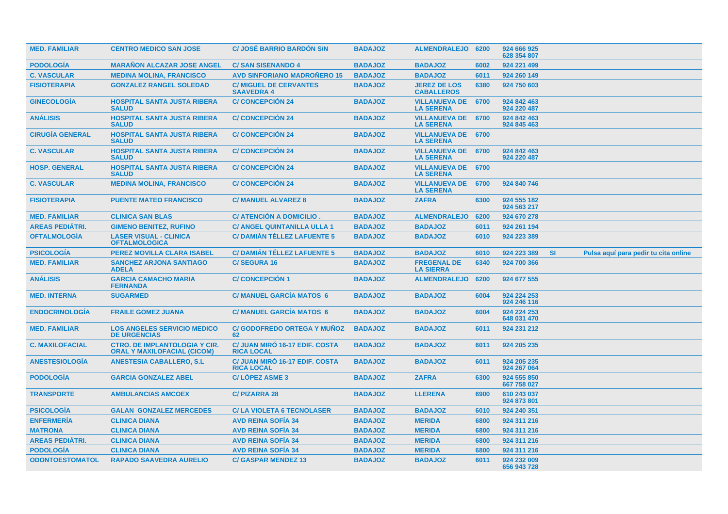| | | | | | | | | |
|---|---|---|---|---|---|---|---|---|
| MED. FAMILIAR | CENTRO MEDICO SAN JOSE | C/ JOSÉ BARRIO BARDÓN S/N | BADAJOZ | ALMENDRALEJO | 6200 | 924 666 925 628 354 807 | | |
| PODOLOGÍA | MARAÑON ALCAZAR JOSE ANGEL | C/ SAN SISENANDO 4 | BADAJOZ | BADAJOZ | 6002 | 924 221 499 | | |
| C. VASCULAR | MEDINA MOLINA, FRANCISCO | AVD SINFORIANO MADROÑERO 15 | BADAJOZ | BADAJOZ | 6011 | 924 260 149 | | |
| FISIOTERAPIA | GONZALEZ RANGEL SOLEDAD | C/ MIGUEL DE CERVANTES SAAVEDRA 4 | BADAJOZ | JEREZ DE LOS CABALLEROS | 6380 | 924 750 603 | | |
| GINECOLOGÍA | HOSPITAL SANTA JUSTA RIBERA SALUD | C/ CONCEPCIÓN 24 | BADAJOZ | VILLANUEVA DE LA SERENA | 6700 | 924 842 463 924 220 487 | | |
| ANÁLISIS | HOSPITAL SANTA JUSTA RIBERA SALUD | C/ CONCEPCIÓN 24 | BADAJOZ | VILLANUEVA DE LA SERENA | 6700 | 924 842 463 924 845 463 | | |
| CIRUGÍA GENERAL | HOSPITAL SANTA JUSTA RIBERA SALUD | C/ CONCEPCIÓN 24 | BADAJOZ | VILLANUEVA DE LA SERENA | 6700 | | | |
| C. VASCULAR | HOSPITAL SANTA JUSTA RIBERA SALUD | C/ CONCEPCIÓN 24 | BADAJOZ | VILLANUEVA DE LA SERENA | 6700 | 924 842 463 924 220 487 | | |
| HOSP. GENERAL | HOSPITAL SANTA JUSTA RIBERA SALUD | C/ CONCEPCIÓN 24 | BADAJOZ | VILLANUEVA DE LA SERENA | 6700 | | | |
| C. VASCULAR | MEDINA MOLINA, FRANCISCO | C/ CONCEPCIÓN 24 | BADAJOZ | VILLANUEVA DE LA SERENA | 6700 | 924 840 746 | | |
| FISIOTERAPIA | PUENTE MATEO FRANCISCO | C/ MANUEL ALVAREZ 8 | BADAJOZ | ZAFRA | 6300 | 924 555 182 924 563 217 | | |
| MED. FAMILIAR | CLINICA SAN BLAS | C/ ATENCIÓN A DOMICILIO . | BADAJOZ | ALMENDRALEJO | 6200 | 924 670 278 | | |
| AREAS PEDIÁTRI. | GIMENO BENITEZ, RUFINO | C/ ANGEL QUINTANILLA ULLA 1 | BADAJOZ | BADAJOZ | 6011 | 924 261 194 | | |
| OFTALMOLOGÍA | LASER VISUAL - CLINICA OFTALMOLOGICA | C/ DAMIÁN TÉLLEZ LAFUENTE 5 | BADAJOZ | BADAJOZ | 6010 | 924 223 389 | | |
| PSICOLOGÍA | PEREZ MOVILLA CLARA ISABEL | C/ DAMIÁN TÉLLEZ LAFUENTE 5 | BADAJOZ | BADAJOZ | 6010 | 924 223 389 | SI | Pulsa aquí para pedir tu cita online |
| MED. FAMILIAR | SANCHEZ ARJONA SANTIAGO ADELA | C/ SEGURA 16 | BADAJOZ | FREGENAL DE LA SIERRA | 6340 | 924 700 366 | | |
| ANÁLISIS | GARCIA CAMACHO MARIA FERNANDA | C/ CONCEPCIÓN 1 | BADAJOZ | ALMENDRALEJO | 6200 | 924 677 555 | | |
| MED. INTERNA | SUGARMED | C/ MANUEL GARCÍA MATOS 6 | BADAJOZ | BADAJOZ | 6004 | 924 224 253 924 246 116 | | |
| ENDOCRINOLOGÍA | FRAILE GOMEZ JUANA | C/ MANUEL GARCÍA MATOS 6 | BADAJOZ | BADAJOZ | 6004 | 924 224 253 648 031 470 | | |
| MED. FAMILIAR | LOS ANGELES SERVICIO MEDICO DE URGENCIAS | C/ GODOFREDO ORTEGA Y MUÑOZ 62 | BADAJOZ | BADAJOZ | 6011 | 924 231 212 | | |
| C. MAXILOFACIAL | CTRO. DE IMPLANTOLOGIA Y CIR. ORAL Y MAXILOFACIAL (CICOM) | C/ JUAN MIRÓ 16-17 EDIF. COSTA RICA LOCAL | BADAJOZ | BADAJOZ | 6011 | 924 205 235 | | |
| ANESTESIOLOGÍA | ANESTESIA CABALLERO, S.L | C/ JUAN MIRÓ 16-17 EDIF. COSTA RICA LOCAL | BADAJOZ | BADAJOZ | 6011 | 924 205 235 924 267 064 | | |
| PODOLOGÍA | GARCIA GONZALEZ ABEL | C/ LÓPEZ ASME 3 | BADAJOZ | ZAFRA | 6300 | 924 555 850 667 758 027 | | |
| TRANSPORTE | AMBULANCIAS AMCOEX | C/ PIZARRA 28 | BADAJOZ | LLERENA | 6900 | 610 243 037 924 873 801 | | |
| PSICOLOGÍA | GALAN GONZALEZ MERCEDES | C/ LA VIOLETA 6 TECNOLASER | BADAJOZ | BADAJOZ | 6010 | 924 240 351 | | |
| ENFERMERÍA | CLINICA DIANA | AVD REINA SOFÍA 34 | BADAJOZ | MERIDA | 6800 | 924 311 216 | | |
| MATRONA | CLINICA DIANA | AVD REINA SOFÍA 34 | BADAJOZ | MERIDA | 6800 | 924 311 216 | | |
| AREAS PEDIÁTRI. | CLINICA DIANA | AVD REINA SOFÍA 34 | BADAJOZ | MERIDA | 6800 | 924 311 216 | | |
| PODOLOGÍA | CLINICA DIANA | AVD REINA SOFÍA 34 | BADAJOZ | MERIDA | 6800 | 924 311 216 | | |
| ODONTOESTOMATOL | RAPADO SAAVEDRA AURELIO | C/ GASPAR MENDEZ 13 | BADAJOZ | BADAJOZ | 6011 | 924 232 009 656 943 728 | | |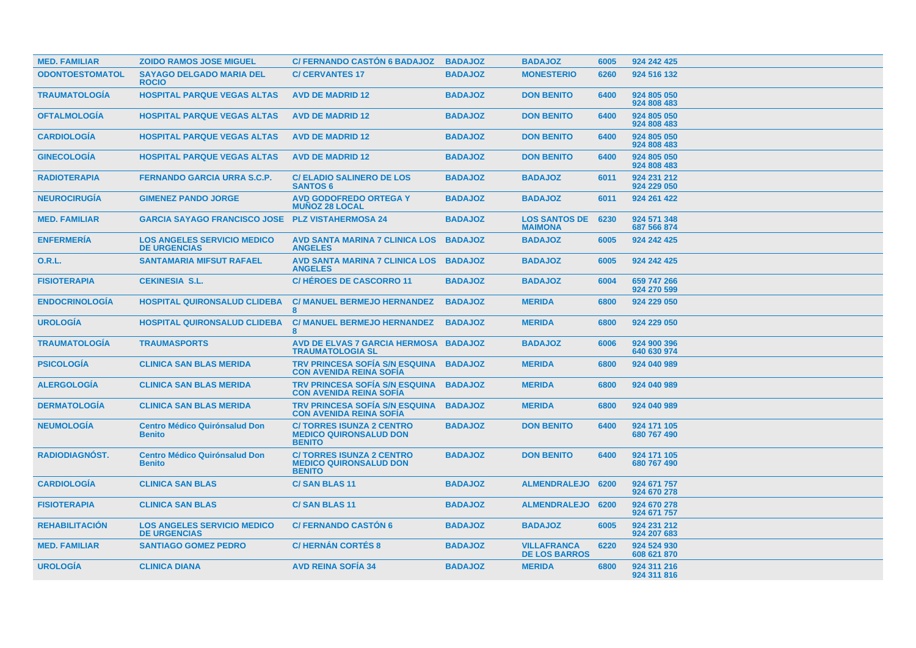| MED. FAMILIAR | ZOIDO RAMOS JOSE MIGUEL | C/ FERNANDO CASTÓN 6 BADAJOZ | BADAJOZ | BADAJOZ | 6005 | 924 242 425 |
|---|---|---|---|---|---|---|
| ODONTOESTOMATOL | SAYAGO DELGADO MARIA DEL ROCIO | C/ CERVANTES 17 | BADAJOZ | MONESTERIO | 6260 | 924 516 132 |
| TRAUMATOLOGÍA | HOSPITAL PARQUE VEGAS ALTAS | AVD DE MADRID 12 | BADAJOZ | DON BENITO | 6400 | 924 805 050 924 808 483 |
| OFTALMOLOGÍA | HOSPITAL PARQUE VEGAS ALTAS | AVD DE MADRID 12 | BADAJOZ | DON BENITO | 6400 | 924 805 050 924 808 483 |
| CARDIOLOGÍA | HOSPITAL PARQUE VEGAS ALTAS | AVD DE MADRID 12 | BADAJOZ | DON BENITO | 6400 | 924 805 050 924 808 483 |
| GINECOLOGÍA | HOSPITAL PARQUE VEGAS ALTAS | AVD DE MADRID 12 | BADAJOZ | DON BENITO | 6400 | 924 805 050 924 808 483 |
| RADIOTERAPIA | FERNANDO GARCIA URRA S.C.P. | C/ ELADIO SALINERO DE LOS SANTOS 6 | BADAJOZ | BADAJOZ | 6011 | 924 231 212 924 229 050 |
| NEUROCIRUGÍA | GIMENEZ PANDO JORGE | AVD GODOFREDO ORTEGA Y MUÑOZ 28 LOCAL | BADAJOZ | BADAJOZ | 6011 | 924 261 422 |
| MED. FAMILIAR | GARCIA SAYAGO FRANCISCO JOSE | PLZ VISTAHERMOSA 24 | BADAJOZ | LOS SANTOS DE MAIMONA | 6230 | 924 571 348 687 566 874 |
| ENFERMERÍA | LOS ANGELES SERVICIO MEDICO DE URGENCIAS | AVD SANTA MARINA 7 CLINICA LOS ANGELES | BADAJOZ | BADAJOZ | 6005 | 924 242 425 |
| O.R.L. | SANTAMARIA MIFSUT RAFAEL | AVD SANTA MARINA 7 CLINICA LOS ANGELES | BADAJOZ | BADAJOZ | 6005 | 924 242 425 |
| FISIOTERAPIA | CEKINESIA S.L. | C/ HÉROES DE CASCORRO 11 | BADAJOZ | BADAJOZ | 6004 | 659 747 266 924 270 599 |
| ENDOCRINOLOGÍA | HOSPITAL QUIRONSALUD CLIDEBA | C/ MANUEL BERMEJO HERNANDEZ 8 | BADAJOZ | MERIDA | 6800 | 924 229 050 |
| UROLOGÍA | HOSPITAL QUIRONSALUD CLIDEBA | C/ MANUEL BERMEJO HERNANDEZ 8 | BADAJOZ | MERIDA | 6800 | 924 229 050 |
| TRAUMATOLOGÍA | TRAUMASPORTS | AVD DE ELVAS 7 GARCIA HERMOSA TRAUMATOLOGIA SL | BADAJOZ | BADAJOZ | 6006 | 924 900 396 640 630 974 |
| PSICOLOGÍA | CLINICA SAN BLAS MERIDA | TRV PRINCESA SOFÍA S/N ESQUINA CON AVENIDA REINA SOFÍA | BADAJOZ | MERIDA | 6800 | 924 040 989 |
| ALERGOLOGÍA | CLINICA SAN BLAS MERIDA | TRV PRINCESA SOFÍA S/N ESQUINA CON AVENIDA REINA SOFÍA | BADAJOZ | MERIDA | 6800 | 924 040 989 |
| DERMATOLOGÍA | CLINICA SAN BLAS MERIDA | TRV PRINCESA SOFÍA S/N ESQUINA CON AVENIDA REINA SOFÍA | BADAJOZ | MERIDA | 6800 | 924 040 989 |
| NEUMOLOGÍA | Centro Médico Quirónsalud Don Benito | C/ TORRES ISUNZA 2 CENTRO MEDICO QUIRONSALUD DON BENITO | BADAJOZ | DON BENITO | 6400 | 924 171 105 680 767 490 |
| RADIODIAGNÓST. | Centro Médico Quirónsalud Don Benito | C/ TORRES ISUNZA 2 CENTRO MEDICO QUIRONSALUD DON BENITO | BADAJOZ | DON BENITO | 6400 | 924 171 105 680 767 490 |
| CARDIOLOGÍA | CLINICA SAN BLAS | C/ SAN BLAS 11 | BADAJOZ | ALMENDRALEJO | 6200 | 924 671 757 924 670 278 |
| FISIOTERAPIA | CLINICA SAN BLAS | C/ SAN BLAS 11 | BADAJOZ | ALMENDRALEJO | 6200 | 924 670 278 924 671 757 |
| REHABILITACIÓN | LOS ANGELES SERVICIO MEDICO DE URGENCIAS | C/ FERNANDO CASTÓN 6 | BADAJOZ | BADAJOZ | 6005 | 924 231 212 924 207 683 |
| MED. FAMILIAR | SANTIAGO GOMEZ PEDRO | C/ HERNÁN CORTÉS 8 | BADAJOZ | VILLAFRANCA DE LOS BARROS | 6220 | 924 524 930 608 621 870 |
| UROLOGÍA | CLINICA DIANA | AVD REINA SOFÍA 34 | BADAJOZ | MERIDA | 6800 | 924 311 216 924 311 816 |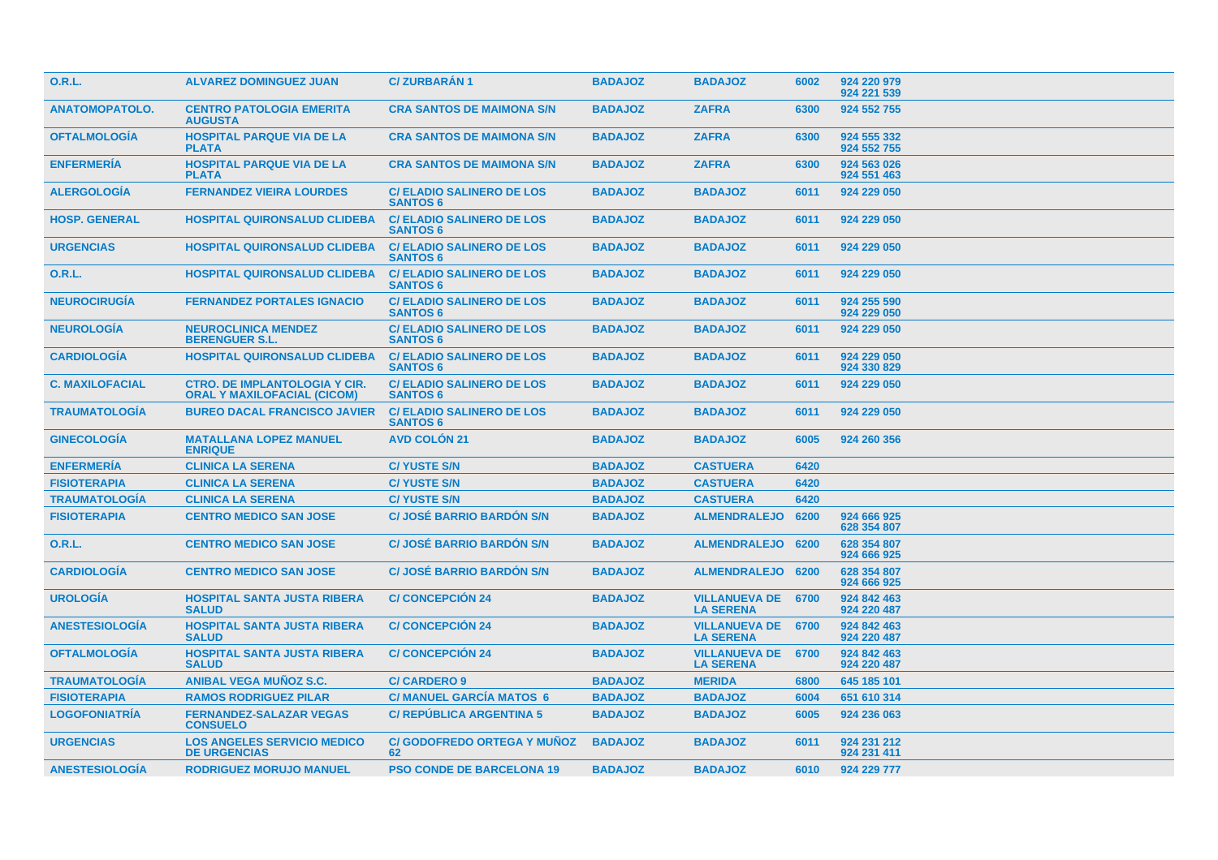| | | | | | | |
|---|---|---|---|---|---|---|
| O.R.L. | ALVAREZ DOMINGUEZ JUAN | C/ ZURBARÁN 1 | BADAJOZ | BADAJOZ | 6002 | 924 220 979<br>924 221 539 |
| ANATOMOPATOLO. | CENTRO PATOLOGIA EMERITA AUGUSTA | CRA SANTOS DE MAIMONA S/N | BADAJOZ | ZAFRA | 6300 | 924 552 755 |
| OFTALMOLOGÍA | HOSPITAL PARQUE VIA DE LA PLATA | CRA SANTOS DE MAIMONA S/N | BADAJOZ | ZAFRA | 6300 | 924 555 332<br>924 552 755 |
| ENFERMERÍA | HOSPITAL PARQUE VIA DE LA PLATA | CRA SANTOS DE MAIMONA S/N | BADAJOZ | ZAFRA | 6300 | 924 563 026<br>924 551 463 |
| ALERGOLOGÍA | FERNANDEZ VIEIRA LOURDES | C/ ELADIO SALINERO DE LOS SANTOS 6 | BADAJOZ | BADAJOZ | 6011 | 924 229 050 |
| HOSP. GENERAL | HOSPITAL QUIRONSALUD CLIDEBA | C/ ELADIO SALINERO DE LOS SANTOS 6 | BADAJOZ | BADAJOZ | 6011 | 924 229 050 |
| URGENCIAS | HOSPITAL QUIRONSALUD CLIDEBA | C/ ELADIO SALINERO DE LOS SANTOS 6 | BADAJOZ | BADAJOZ | 6011 | 924 229 050 |
| O.R.L. | HOSPITAL QUIRONSALUD CLIDEBA | C/ ELADIO SALINERO DE LOS SANTOS 6 | BADAJOZ | BADAJOZ | 6011 | 924 229 050 |
| NEUROCIRUGÍA | FERNANDEZ PORTALES IGNACIO | C/ ELADIO SALINERO DE LOS SANTOS 6 | BADAJOZ | BADAJOZ | 6011 | 924 255 590<br>924 229 050 |
| NEUROLOGÍA | NEUROCLINICA MENDEZ BERENGUER S.L. | C/ ELADIO SALINERO DE LOS SANTOS 6 | BADAJOZ | BADAJOZ | 6011 | 924 229 050 |
| CARDIOLOGÍA | HOSPITAL QUIRONSALUD CLIDEBA | C/ ELADIO SALINERO DE LOS SANTOS 6 | BADAJOZ | BADAJOZ | 6011 | 924 229 050<br>924 330 829 |
| C. MAXILOFACIAL | CTRO. DE IMPLANTOLOGIA Y CIR. ORAL Y MAXILOFACIAL (CICOM) | C/ ELADIO SALINERO DE LOS SANTOS 6 | BADAJOZ | BADAJOZ | 6011 | 924 229 050 |
| TRAUMATOLOGÍA | BUREO DACAL FRANCISCO JAVIER | C/ ELADIO SALINERO DE LOS SANTOS 6 | BADAJOZ | BADAJOZ | 6011 | 924 229 050 |
| GINECOLOGÍA | MATALLANA LOPEZ MANUEL ENRIQUE | AVD COLÓN 21 | BADAJOZ | BADAJOZ | 6005 | 924 260 356 |
| ENFERMERÍA | CLINICA LA SERENA | C/ YUSTE S/N | BADAJOZ | CASTUERA | 6420 | |
| FISIOTERAPIA | CLINICA LA SERENA | C/ YUSTE S/N | BADAJOZ | CASTUERA | 6420 | |
| TRAUMATOLOGÍA | CLINICA LA SERENA | C/ YUSTE S/N | BADAJOZ | CASTUERA | 6420 | |
| FISIOTERAPIA | CENTRO MEDICO SAN JOSE | C/ JOSÉ BARRIO BARDÓN S/N | BADAJOZ | ALMENDRALEJO | 6200 | 924 666 925<br>628 354 807 |
| O.R.L. | CENTRO MEDICO SAN JOSE | C/ JOSÉ BARRIO BARDÓN S/N | BADAJOZ | ALMENDRALEJO | 6200 | 628 354 807<br>924 666 925 |
| CARDIOLOGÍA | CENTRO MEDICO SAN JOSE | C/ JOSÉ BARRIO BARDÓN S/N | BADAJOZ | ALMENDRALEJO | 6200 | 628 354 807<br>924 666 925 |
| UROLOGÍA | HOSPITAL SANTA JUSTA RIBERA SALUD | C/ CONCEPCIÓN 24 | BADAJOZ | VILLANUEVA DE LA SERENA | 6700 | 924 842 463<br>924 220 487 |
| ANESTESIOLOGÍA | HOSPITAL SANTA JUSTA RIBERA SALUD | C/ CONCEPCIÓN 24 | BADAJOZ | VILLANUEVA DE LA SERENA | 6700 | 924 842 463<br>924 220 487 |
| OFTALMOLOGÍA | HOSPITAL SANTA JUSTA RIBERA SALUD | C/ CONCEPCIÓN 24 | BADAJOZ | VILLANUEVA DE LA SERENA | 6700 | 924 842 463<br>924 220 487 |
| TRAUMATOLOGÍA | ANIBAL VEGA MUÑOZ S.C. | C/ CARDERO 9 | BADAJOZ | MERIDA | 6800 | 645 185 101 |
| FISIOTERAPIA | RAMOS RODRIGUEZ PILAR | C/ MANUEL GARCÍA MATOS 6 | BADAJOZ | BADAJOZ | 6004 | 651 610 314 |
| LOGOFONIATRÍA | FERNANDEZ-SALAZAR VEGAS CONSUELO | C/ REPÚBLICA ARGENTINA 5 | BADAJOZ | BADAJOZ | 6005 | 924 236 063 |
| URGENCIAS | LOS ANGELES SERVICIO MEDICO DE URGENCIAS | C/ GODOFREDO ORTEGA Y MUÑOZ 62 | BADAJOZ | BADAJOZ | 6011 | 924 231 212<br>924 231 411 |
| ANESTESIOLOGÍA | RODRIGUEZ MORUJO MANUEL | PSO CONDE DE BARCELONA 19 | BADAJOZ | BADAJOZ | 6010 | 924 229 777 |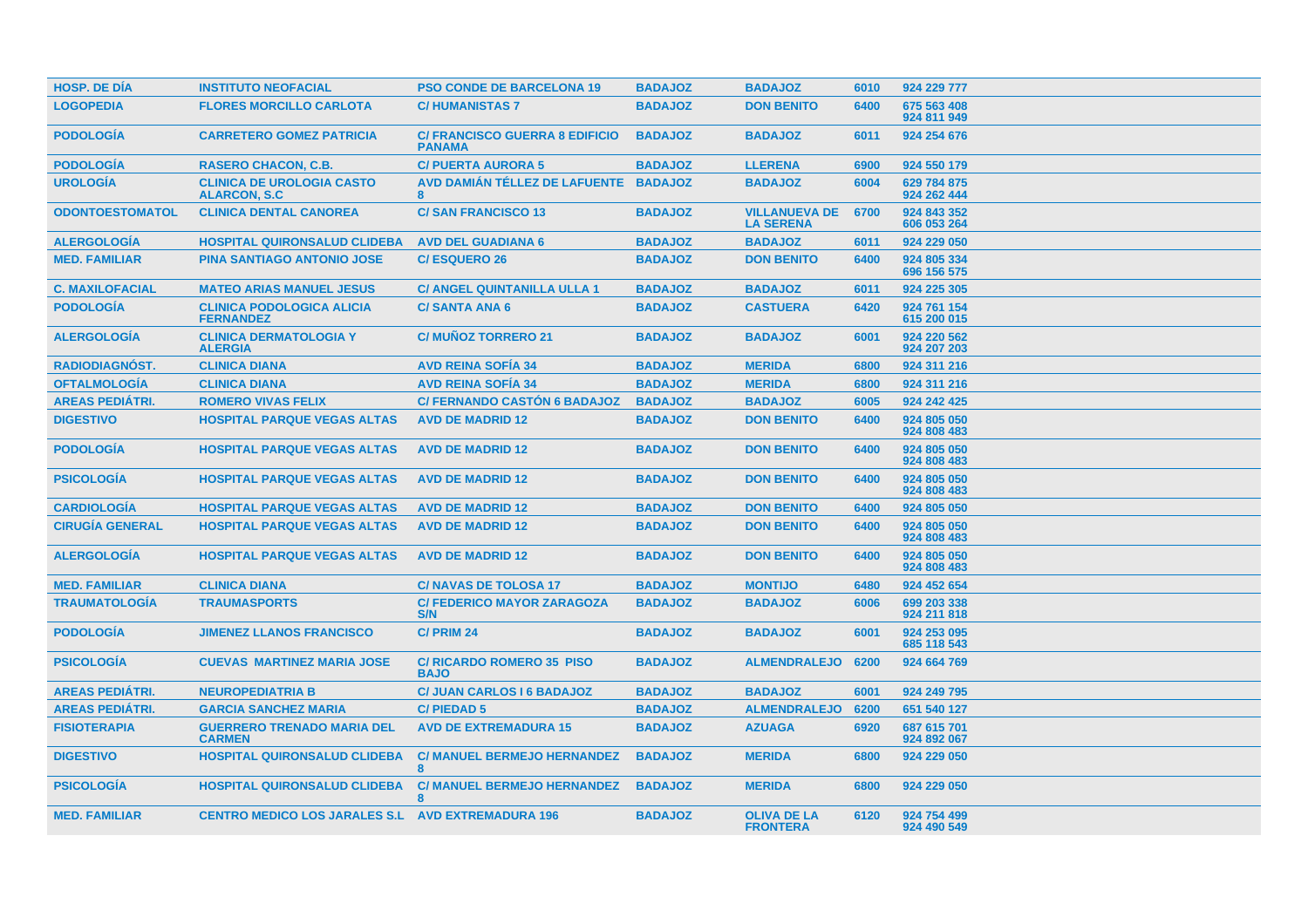| HOSP. DE DÍA | INSTITUTO NEOFACIAL | PSO CONDE DE BARCELONA 19 | BADAJOZ | BADAJOZ | 6010 | 924 229 777 |
|---|---|---|---|---|---|---|
| LOGOPEDIA | FLORES MORCILLO CARLOTA | C/ HUMANISTAS 7 | BADAJOZ | DON BENITO | 6400 | 675 563 408<br>924 811 949 |
| PODOLOGÍA | CARRETERO GOMEZ PATRICIA | C/ FRANCISCO GUERRA 8 EDIFICIO PANAMA | BADAJOZ | BADAJOZ | 6011 | 924 254 676 |
| PODOLOGÍA | RASERO CHACON, C.B. | C/ PUERTA AURORA 5 | BADAJOZ | LLERENA | 6900 | 924 550 179 |
| UROLOGÍA | CLINICA DE UROLOGIA CASTO ALARCON, S.C | AVD DAMIÁN TÉLLEZ DE LAFUENTE 8 | BADAJOZ | BADAJOZ | 6004 | 629 784 875<br>924 262 444 |
| ODONTOESTOMATOL | CLINICA DENTAL CANOREA | C/ SAN FRANCISCO 13 | BADAJOZ | VILLANUEVA DE LA SERENA | 6700 | 924 843 352<br>606 053 264 |
| ALERGOLOGÍA | HOSPITAL QUIRONSALUD CLIDEBA | AVD DEL GUADIANA 6 | BADAJOZ | BADAJOZ | 6011 | 924 229 050 |
| MED. FAMILIAR | PINA SANTIAGO ANTONIO JOSE | C/ ESQUERO 26 | BADAJOZ | DON BENITO | 6400 | 924 805 334<br>696 156 575 |
| C. MAXILOFACIAL | MATEO ARIAS MANUEL JESUS | C/ ANGEL QUINTANILLA ULLA 1 | BADAJOZ | BADAJOZ | 6011 | 924 225 305 |
| PODOLOGÍA | CLINICA PODOLOGICA ALICIA FERNANDEZ | C/ SANTA ANA 6 | BADAJOZ | CASTUERA | 6420 | 924 761 154<br>615 200 015 |
| ALERGOLOGÍA | CLINICA DERMATOLOGIA Y ALERGIA | C/ MUÑOZ TORRERO 21 | BADAJOZ | BADAJOZ | 6001 | 924 220 562<br>924 207 203 |
| RADIODIAGNÓST. | CLINICA DIANA | AVD REINA SOFÍA 34 | BADAJOZ | MERIDA | 6800 | 924 311 216 |
| OFTALMOLOGÍA | CLINICA DIANA | AVD REINA SOFÍA 34 | BADAJOZ | MERIDA | 6800 | 924 311 216 |
| AREAS PEDIÁTRI. | ROMERO VIVAS FELIX | C/ FERNANDO CASTÓN 6 BADAJOZ | BADAJOZ | BADAJOZ | 6005 | 924 242 425 |
| DIGESTIVO | HOSPITAL PARQUE VEGAS ALTAS | AVD DE MADRID 12 | BADAJOZ | DON BENITO | 6400 | 924 805 050<br>924 808 483 |
| PODOLOGÍA | HOSPITAL PARQUE VEGAS ALTAS | AVD DE MADRID 12 | BADAJOZ | DON BENITO | 6400 | 924 805 050<br>924 808 483 |
| PSICOLOGÍA | HOSPITAL PARQUE VEGAS ALTAS | AVD DE MADRID 12 | BADAJOZ | DON BENITO | 6400 | 924 805 050<br>924 808 483 |
| CARDIOLOGÍA | HOSPITAL PARQUE VEGAS ALTAS | AVD DE MADRID 12 | BADAJOZ | DON BENITO | 6400 | 924 805 050 |
| CIRUGÍA GENERAL | HOSPITAL PARQUE VEGAS ALTAS | AVD DE MADRID 12 | BADAJOZ | DON BENITO | 6400 | 924 805 050<br>924 808 483 |
| ALERGOLOGÍA | HOSPITAL PARQUE VEGAS ALTAS | AVD DE MADRID 12 | BADAJOZ | DON BENITO | 6400 | 924 805 050<br>924 808 483 |
| MED. FAMILIAR | CLINICA DIANA | C/ NAVAS DE TOLOSA 17 | BADAJOZ | MONTIJO | 6480 | 924 452 654 |
| TRAUMATOLOGÍA | TRAUMASPORTS | C/ FEDERICO MAYOR ZARAGOZA S/N | BADAJOZ | BADAJOZ | 6006 | 699 203 338<br>924 211 818 |
| PODOLOGÍA | JIMENEZ LLANOS FRANCISCO | C/ PRIM 24 | BADAJOZ | BADAJOZ | 6001 | 924 253 095<br>685 118 543 |
| PSICOLOGÍA | CUEVAS MARTINEZ MARIA JOSE | C/ RICARDO ROMERO 35 PISO BAJO | BADAJOZ | ALMENDRALEJO | 6200 | 924 664 769 |
| AREAS PEDIÁTRI. | NEUROPEDIATRIA B | C/ JUAN CARLOS I 6 BADAJOZ | BADAJOZ | BADAJOZ | 6001 | 924 249 795 |
| AREAS PEDIÁTRI. | GARCIA SANCHEZ MARIA | C/ PIEDAD 5 | BADAJOZ | ALMENDRALEJO | 6200 | 651 540 127 |
| FISIOTERAPIA | GUERRERO TRENADO MARIA DEL CARMEN | AVD DE EXTREMADURA 15 | BADAJOZ | AZUAGA | 6920 | 687 615 701<br>924 892 067 |
| DIGESTIVO | HOSPITAL QUIRONSALUD CLIDEBA | C/ MANUEL BERMEJO HERNANDEZ 8 | BADAJOZ | MERIDA | 6800 | 924 229 050 |
| PSICOLOGÍA | HOSPITAL QUIRONSALUD CLIDEBA | C/ MANUEL BERMEJO HERNANDEZ 8 | BADAJOZ | MERIDA | 6800 | 924 229 050 |
| MED. FAMILIAR | CENTRO MEDICO LOS JARALES S.L | AVD EXTREMADURA 196 | BADAJOZ | OLIVA DE LA FRONTERA | 6120 | 924 754 499<br>924 490 549 |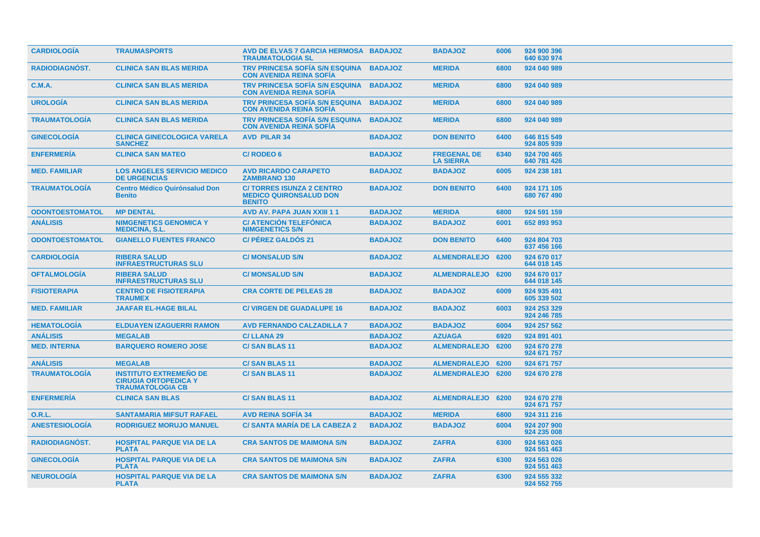| | | | | | | |
|---|---|---|---|---|---|---|
| **CARDIOLOGÍA** | **TRAUMASPORTS** | **AVD DE ELVAS 7 GARCIA HERMOSA TRAUMATOLOGIA SL** | **BADAJOZ** | **BADAJOZ** | **6006** | **924 900 396 640 630 974** |
| **RADIODIAGNÓST.** | **CLINICA SAN BLAS MERIDA** | **TRV PRINCESA SOFÍA S/N ESQUINA CON AVENIDA REINA SOFÍA** | **BADAJOZ** | **MERIDA** | **6800** | **924 040 989** |
| **C.M.A.** | **CLINICA SAN BLAS MERIDA** | **TRV PRINCESA SOFÍA S/N ESQUINA CON AVENIDA REINA SOFÍA** | **BADAJOZ** | **MERIDA** | **6800** | **924 040 989** |
| **UROLOGÍA** | **CLINICA SAN BLAS MERIDA** | **TRV PRINCESA SOFÍA S/N ESQUINA CON AVENIDA REINA SOFÍA** | **BADAJOZ** | **MERIDA** | **6800** | **924 040 989** |
| **TRAUMATOLOGÍA** | **CLINICA SAN BLAS MERIDA** | **TRV PRINCESA SOFÍA S/N ESQUINA CON AVENIDA REINA SOFÍA** | **BADAJOZ** | **MERIDA** | **6800** | **924 040 989** |
| **GINECOLOGÍA** | **CLINICA GINECOLOGICA VARELA SANCHEZ** | **AVD PILAR 34** | **BADAJOZ** | **DON BENITO** | **6400** | **646 815 549 924 805 939** |
| **ENFERMERÍA** | **CLINICA SAN MATEO** | **C/ RODEO 6** | **BADAJOZ** | **FREGENAL DE LA SIERRA** | **6340** | **924 700 465 640 781 426** |
| **MED. FAMILIAR** | **LOS ANGELES SERVICIO MEDICO DE URGENCIAS** | **AVD RICARDO CARAPETO ZAMBRANO 130** | **BADAJOZ** | **BADAJOZ** | **6005** | **924 238 181** |
| **TRAUMATOLOGÍA** | **Centro Médico Quirónsalud Don Benito** | **C/ TORRES ISUNZA 2 CENTRO MEDICO QUIRONSALUD DON BENITO** | **BADAJOZ** | **DON BENITO** | **6400** | **924 171 105 680 767 490** |
| **ODONTOESTOMATOL** | **MP DENTAL** | **AVD AV. PAPA JUAN XXIII 1 1** | **BADAJOZ** | **MERIDA** | **6800** | **924 591 159** |
| **ANÁLISIS** | **NIMGENETICS GENOMICA Y MEDICINA, S.L.** | **C/ ATENCIÓN TELEFÓNICA NIMGENETICS S/N** | **BADAJOZ** | **BADAJOZ** | **6001** | **652 893 953** |
| **ODONTOESTOMATOL** | **GIANELLO FUENTES FRANCO** | **C/ PÉREZ GALDÓS 21** | **BADAJOZ** | **DON BENITO** | **6400** | **924 804 703 637 456 166** |
| **CARDIOLOGÍA** | **RIBERA SALUD INFRAESTRUCTURAS SLU** | **C/ MONSALUD S/N** | **BADAJOZ** | **ALMENDRALEJO** | **6200** | **924 670 017 644 018 145** |
| **OFTALMOLOGÍA** | **RIBERA SALUD INFRAESTRUCTURAS SLU** | **C/ MONSALUD S/N** | **BADAJOZ** | **ALMENDRALEJO** | **6200** | **924 670 017 644 018 145** |
| **FISIOTERAPIA** | **CENTRO DE FISIOTERAPIA TRAUMEX** | **CRA CORTE DE PELEAS 28** | **BADAJOZ** | **BADAJOZ** | **6009** | **924 935 491 605 339 502** |
| **MED. FAMILIAR** | **JAAFAR EL-HAGE BILAL** | **C/ VIRGEN DE GUADALUPE 16** | **BADAJOZ** | **BADAJOZ** | **6003** | **924 253 329 924 246 785** |
| **HEMATOLOGÍA** | **ELDUAYEN IZAGUERRI RAMON** | **AVD FERNANDO CALZADILLA 7** | **BADAJOZ** | **BADAJOZ** | **6004** | **924 257 562** |
| **ANÁLISIS** | **MEGALAB** | **C/ LLANA 29** | **BADAJOZ** | **AZUAGA** | **6920** | **924 891 401** |
| **MED. INTERNA** | **BARQUERO ROMERO JOSE** | **C/ SAN BLAS 11** | **BADAJOZ** | **ALMENDRALEJO** | **6200** | **924 670 278 924 671 757** |
| **ANÁLISIS** | **MEGALAB** | **C/ SAN BLAS 11** | **BADAJOZ** | **ALMENDRALEJO** | **6200** | **924 671 757** |
| **TRAUMATOLOGÍA** | **INSTITUTO EXTREMEÑO DE CIRUGIA ORTOPEDICA Y TRAUMATOLOGIA CB** | **C/ SAN BLAS 11** | **BADAJOZ** | **ALMENDRALEJO** | **6200** | **924 670 278** |
| **ENFERMERÍA** | **CLINICA SAN BLAS** | **C/ SAN BLAS 11** | **BADAJOZ** | **ALMENDRALEJO** | **6200** | **924 670 278 924 671 757** |
| **O.R.L.** | **SANTAMARIA MIFSUT RAFAEL** | **AVD REINA SOFÍA 34** | **BADAJOZ** | **MERIDA** | **6800** | **924 311 216** |
| **ANESTESIOLOGÍA** | **RODRIGUEZ MORUJO MANUEL** | **C/ SANTA MARÍA DE LA CABEZA 2** | **BADAJOZ** | **BADAJOZ** | **6004** | **924 207 900 924 235 008** |
| **RADIODIAGNÓST.** | **HOSPITAL PARQUE VIA DE LA PLATA** | **CRA SANTOS DE MAIMONA S/N** | **BADAJOZ** | **ZAFRA** | **6300** | **924 563 026 924 551 463** |
| **GINECOLOGÍA** | **HOSPITAL PARQUE VIA DE LA PLATA** | **CRA SANTOS DE MAIMONA S/N** | **BADAJOZ** | **ZAFRA** | **6300** | **924 563 026 924 551 463** |
| **NEUROLOGÍA** | **HOSPITAL PARQUE VIA DE LA PLATA** | **CRA SANTOS DE MAIMONA S/N** | **BADAJOZ** | **ZAFRA** | **6300** | **924 555 332 924 552 755** |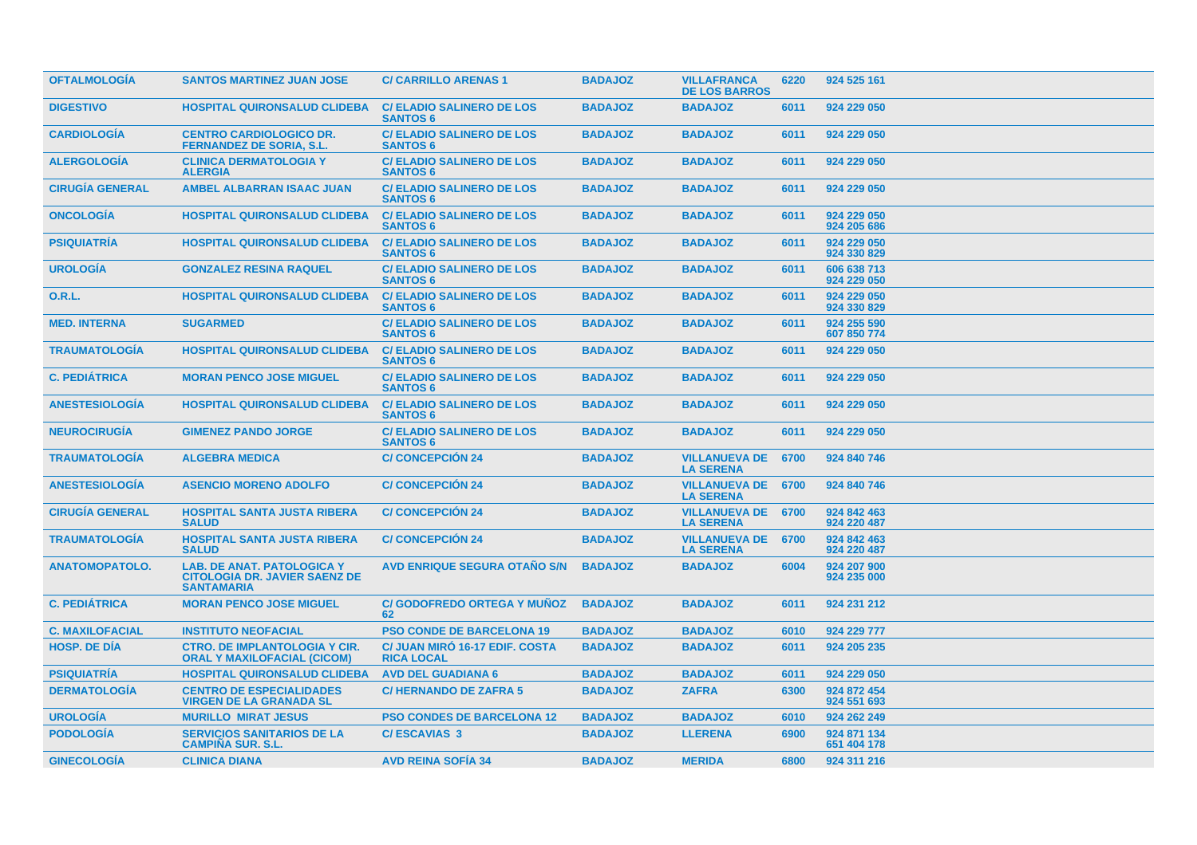| | | | | | | |
|---|---|---|---|---|---|---|
| **OFTALMOLOGÍA** | **SANTOS MARTINEZ JUAN JOSE** | **C/ CARRILLO ARENAS 1** | **BADAJOZ** | **VILLAFRANCA DE LOS BARROS** | **6220** | **924 525 161** |
| **DIGESTIVO** | **HOSPITAL QUIRONSALUD CLIDEBA** | **C/ ELADIO SALINERO DE LOS SANTOS 6** | **BADAJOZ** | **BADAJOZ** | **6011** | **924 229 050** |
| **CARDIOLOGÍA** | **CENTRO CARDIOLOGICO DR. FERNANDEZ DE SORIA, S.L.** | **C/ ELADIO SALINERO DE LOS SANTOS 6** | **BADAJOZ** | **BADAJOZ** | **6011** | **924 229 050** |
| **ALERGOLOGÍA** | **CLINICA DERMATOLOGIA Y ALERGIA** | **C/ ELADIO SALINERO DE LOS SANTOS 6** | **BADAJOZ** | **BADAJOZ** | **6011** | **924 229 050** |
| **CIRUGÍA GENERAL** | **AMBEL ALBARRAN ISAAC JUAN** | **C/ ELADIO SALINERO DE LOS SANTOS 6** | **BADAJOZ** | **BADAJOZ** | **6011** | **924 229 050** |
| **ONCOLOGÍA** | **HOSPITAL QUIRONSALUD CLIDEBA** | **C/ ELADIO SALINERO DE LOS SANTOS 6** | **BADAJOZ** | **BADAJOZ** | **6011** | **924 229 050 924 205 686** |
| **PSIQUIATRÍA** | **HOSPITAL QUIRONSALUD CLIDEBA** | **C/ ELADIO SALINERO DE LOS SANTOS 6** | **BADAJOZ** | **BADAJOZ** | **6011** | **924 229 050 924 330 829** |
| **UROLOGÍA** | **GONZALEZ RESINA RAQUEL** | **C/ ELADIO SALINERO DE LOS SANTOS 6** | **BADAJOZ** | **BADAJOZ** | **6011** | **606 638 713 924 229 050** |
| **O.R.L.** | **HOSPITAL QUIRONSALUD CLIDEBA** | **C/ ELADIO SALINERO DE LOS SANTOS 6** | **BADAJOZ** | **BADAJOZ** | **6011** | **924 229 050 924 330 829** |
| **MED. INTERNA** | **SUGARMED** | **C/ ELADIO SALINERO DE LOS SANTOS 6** | **BADAJOZ** | **BADAJOZ** | **6011** | **924 255 590 607 850 774** |
| **TRAUMATOLOGÍA** | **HOSPITAL QUIRONSALUD CLIDEBA** | **C/ ELADIO SALINERO DE LOS SANTOS 6** | **BADAJOZ** | **BADAJOZ** | **6011** | **924 229 050** |
| **C. PEDIÁTRICA** | **MORAN PENCO JOSE MIGUEL** | **C/ ELADIO SALINERO DE LOS SANTOS 6** | **BADAJOZ** | **BADAJOZ** | **6011** | **924 229 050** |
| **ANESTESIOLOGÍA** | **HOSPITAL QUIRONSALUD CLIDEBA** | **C/ ELADIO SALINERO DE LOS SANTOS 6** | **BADAJOZ** | **BADAJOZ** | **6011** | **924 229 050** |
| **NEUROCIRUGÍA** | **GIMENEZ PANDO JORGE** | **C/ ELADIO SALINERO DE LOS SANTOS 6** | **BADAJOZ** | **BADAJOZ** | **6011** | **924 229 050** |
| **TRAUMATOLOGÍA** | **ALGEBRA MEDICA** | **C/ CONCEPCIÓN 24** | **BADAJOZ** | **VILLANUEVA DE LA SERENA** | **6700** | **924 840 746** |
| **ANESTESIOLOGÍA** | **ASENCIO MORENO ADOLFO** | **C/ CONCEPCIÓN 24** | **BADAJOZ** | **VILLANUEVA DE LA SERENA** | **6700** | **924 840 746** |
| **CIRUGÍA GENERAL** | **HOSPITAL SANTA JUSTA RIBERA SALUD** | **C/ CONCEPCIÓN 24** | **BADAJOZ** | **VILLANUEVA DE LA SERENA** | **6700** | **924 842 463 924 220 487** |
| **TRAUMATOLOGÍA** | **HOSPITAL SANTA JUSTA RIBERA SALUD** | **C/ CONCEPCIÓN 24** | **BADAJOZ** | **VILLANUEVA DE LA SERENA** | **6700** | **924 842 463 924 220 487** |
| **ANATOMOPATOLO.** | **LAB. DE ANAT. PATOLOGICA Y CITOLOGIA DR. JAVIER SAENZ DE SANTAMARIA** | **AVD ENRIQUE SEGURA OTAÑO S/N** | **BADAJOZ** | **BADAJOZ** | **6004** | **924 207 900 924 235 000** |
| **C. PEDIÁTRICA** | **MORAN PENCO JOSE MIGUEL** | **C/ GODOFREDO ORTEGA Y MUÑOZ 62** | **BADAJOZ** | **BADAJOZ** | **6011** | **924 231 212** |
| **C. MAXILOFACIAL** | **INSTITUTO NEOFACIAL** | **PSO CONDE DE BARCELONA 19** | **BADAJOZ** | **BADAJOZ** | **6010** | **924 229 777** |
| **HOSP. DE DÍA** | **CTRO. DE IMPLANTOLOGIA Y CIR. ORAL Y MAXILOFACIAL (CICOM)** | **C/ JUAN MIRÓ 16-17 EDIF. COSTA RICA LOCAL** | **BADAJOZ** | **BADAJOZ** | **6011** | **924 205 235** |
| **PSIQUIATRÍA** | **HOSPITAL QUIRONSALUD CLIDEBA** | **AVD DEL GUADIANA 6** | **BADAJOZ** | **BADAJOZ** | **6011** | **924 229 050** |
| **DERMATOLOGÍA** | **CENTRO DE ESPECIALIDADES VIRGEN DE LA GRANADA SL** | **C/ HERNANDO DE ZAFRA 5** | **BADAJOZ** | **ZAFRA** | **6300** | **924 872 454 924 551 693** |
| **UROLOGÍA** | **MURILLO MIRAT JESUS** | **PSO CONDES DE BARCELONA 12** | **BADAJOZ** | **BADAJOZ** | **6010** | **924 262 249** |
| **PODOLOGÍA** | **SERVICIOS SANITARIOS DE LA CAMPIÑA SUR. S.L.** | **C/ ESCAVIAS 3** | **BADAJOZ** | **LLERENA** | **6900** | **924 871 134 651 404 178** |
| **GINECOLOGÍA** | **CLINICA DIANA** | **AVD REINA SOFÍA 34** | **BADAJOZ** | **MERIDA** | **6800** | **924 311 216** |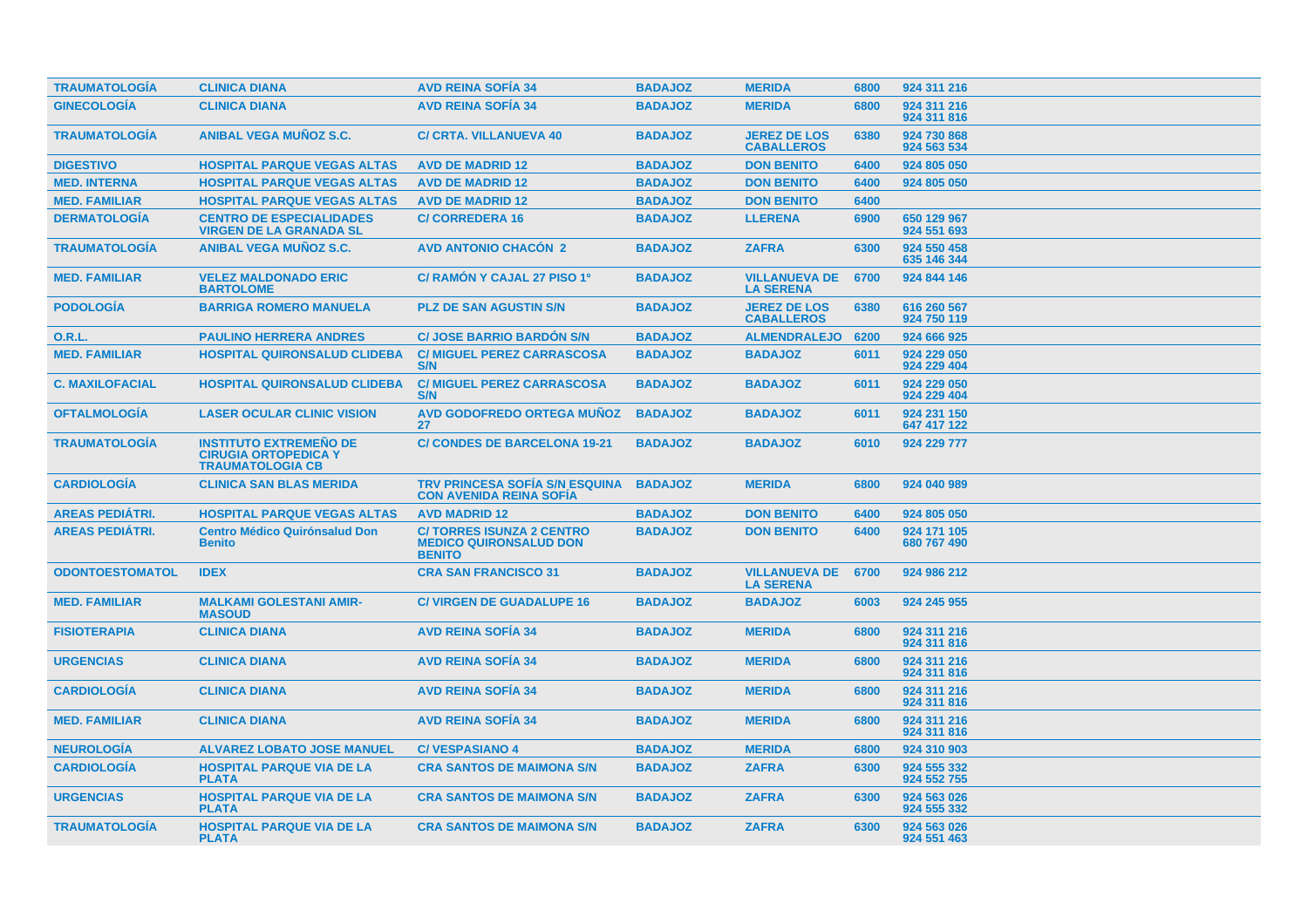| | | | | | | |
|---|---|---|---|---|---|---|
| TRAUMATOLOGÍA | CLINICA DIANA | AVD REINA SOFÍA 34 | BADAJOZ | MERIDA | 6800 | 924 311 216 |
| GINECOLOGÍA | CLINICA DIANA | AVD REINA SOFÍA 34 | BADAJOZ | MERIDA | 6800 | 924 311 216<br>924 311 816 |
| TRAUMATOLOGÍA | ANIBAL VEGA MUÑOZ S.C. | C/ CRTA. VILLANUEVA 40 | BADAJOZ | JEREZ DE LOS CABALLEROS | 6380 | 924 730 868<br>924 563 534 |
| DIGESTIVO | HOSPITAL PARQUE VEGAS ALTAS | AVD DE MADRID 12 | BADAJOZ | DON BENITO | 6400 | 924 805 050 |
| MED. INTERNA | HOSPITAL PARQUE VEGAS ALTAS | AVD DE MADRID 12 | BADAJOZ | DON BENITO | 6400 | 924 805 050 |
| MED. FAMILIAR | HOSPITAL PARQUE VEGAS ALTAS | AVD DE MADRID 12 | BADAJOZ | DON BENITO | 6400 | |
| DERMATOLOGÍA | CENTRO DE ESPECIALIDADES VIRGEN DE LA GRANADA SL | C/ CORREDERA 16 | BADAJOZ | LLERENA | 6900 | 650 129 967<br>924 551 693 |
| TRAUMATOLOGÍA | ANIBAL VEGA MUÑOZ S.C. | AVD ANTONIO CHACÓN 2 | BADAJOZ | ZAFRA | 6300 | 924 550 458<br>635 146 344 |
| MED. FAMILIAR | VELEZ MALDONADO ERIC BARTOLOME | C/ RAMÓN Y CAJAL 27 PISO 1º | BADAJOZ | VILLANUEVA DE LA SERENA | 6700 | 924 844 146 |
| PODOLOGÍA | BARRIGA ROMERO MANUELA | PLZ DE SAN AGUSTIN S/N | BADAJOZ | JEREZ DE LOS CABALLEROS | 6380 | 616 260 567<br>924 750 119 |
| O.R.L. | PAULINO HERRERA ANDRES | C/ JOSE BARRIO BARDÓN S/N | BADAJOZ | ALMENDRALEJO | 6200 | 924 666 925 |
| MED. FAMILIAR | HOSPITAL QUIRONSALUD CLIDEBA | C/ MIGUEL PEREZ CARRASCOSA S/N | BADAJOZ | BADAJOZ | 6011 | 924 229 050<br>924 229 404 |
| C. MAXILOFACIAL | HOSPITAL QUIRONSALUD CLIDEBA | C/ MIGUEL PEREZ CARRASCOSA S/N | BADAJOZ | BADAJOZ | 6011 | 924 229 050<br>924 229 404 |
| OFTALMOLOGÍA | LASER OCULAR CLINIC VISION | AVD GODOFREDO ORTEGA MUÑOZ 27 | BADAJOZ | BADAJOZ | 6011 | 924 231 150<br>647 417 122 |
| TRAUMATOLOGÍA | INSTITUTO EXTREMEÑO DE CIRUGIA ORTOPEDICA Y TRAUMATOLOGIA CB | C/ CONDES DE BARCELONA 19-21 | BADAJOZ | BADAJOZ | 6010 | 924 229 777 |
| CARDIOLOGÍA | CLINICA SAN BLAS MERIDA | TRV PRINCESA SOFÍA S/N ESQUINA CON AVENIDA REINA SOFÍA | BADAJOZ | MERIDA | 6800 | 924 040 989 |
| AREAS PEDIÁTRI. | HOSPITAL PARQUE VEGAS ALTAS | AVD MADRID 12 | BADAJOZ | DON BENITO | 6400 | 924 805 050 |
| AREAS PEDIÁTRI. | Centro Médico Quirónsalud Don Benito | C/ TORRES ISUNZA 2 CENTRO MEDICO QUIRONSALUD DON BENITO | BADAJOZ | DON BENITO | 6400 | 924 171 105<br>680 767 490 |
| ODONTOESTOMATOL | IDEX | CRA SAN FRANCISCO 31 | BADAJOZ | VILLANUEVA DE LA SERENA | 6700 | 924 986 212 |
| MED. FAMILIAR | MALKAMI GOLESTANI AMIR-MASOUD | C/ VIRGEN DE GUADALUPE 16 | BADAJOZ | BADAJOZ | 6003 | 924 245 955 |
| FISIOTERAPIA | CLINICA DIANA | AVD REINA SOFÍA 34 | BADAJOZ | MERIDA | 6800 | 924 311 216<br>924 311 816 |
| URGENCIAS | CLINICA DIANA | AVD REINA SOFÍA 34 | BADAJOZ | MERIDA | 6800 | 924 311 216<br>924 311 816 |
| CARDIOLOGÍA | CLINICA DIANA | AVD REINA SOFÍA 34 | BADAJOZ | MERIDA | 6800 | 924 311 216<br>924 311 816 |
| MED. FAMILIAR | CLINICA DIANA | AVD REINA SOFÍA 34 | BADAJOZ | MERIDA | 6800 | 924 311 216<br>924 311 816 |
| NEUROLOGÍA | ALVAREZ LOBATO JOSE MANUEL | C/ VESPASIANO 4 | BADAJOZ | MERIDA | 6800 | 924 310 903 |
| CARDIOLOGÍA | HOSPITAL PARQUE VIA DE LA PLATA | CRA SANTOS DE MAIMONA S/N | BADAJOZ | ZAFRA | 6300 | 924 555 332<br>924 552 755 |
| URGENCIAS | HOSPITAL PARQUE VIA DE LA PLATA | CRA SANTOS DE MAIMONA S/N | BADAJOZ | ZAFRA | 6300 | 924 563 026<br>924 555 332 |
| TRAUMATOLOGÍA | HOSPITAL PARQUE VIA DE LA PLATA | CRA SANTOS DE MAIMONA S/N | BADAJOZ | ZAFRA | 6300 | 924 563 026<br>924 551 463 |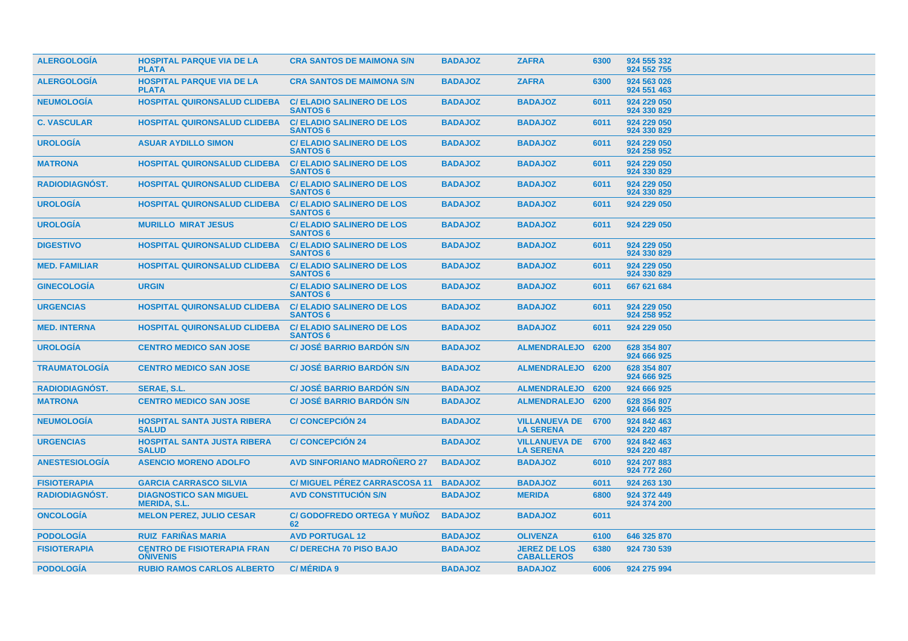| | | | | | | |
|---|---|---|---|---|---|---|
| ALERGOLOGÍA | HOSPITAL PARQUE VIA DE LA PLATA | CRA SANTOS DE MAIMONA S/N | BADAJOZ | ZAFRA | 6300 | 924 555 332<br>924 552 755 |
| ALERGOLOGÍA | HOSPITAL PARQUE VIA DE LA PLATA | CRA SANTOS DE MAIMONA S/N | BADAJOZ | ZAFRA | 6300 | 924 563 026<br>924 551 463 |
| NEUMOLOGÍA | HOSPITAL QUIRONSALUD CLIDEBA | C/ ELADIO SALINERO DE LOS SANTOS 6 | BADAJOZ | BADAJOZ | 6011 | 924 229 050<br>924 330 829 |
| C. VASCULAR | HOSPITAL QUIRONSALUD CLIDEBA | C/ ELADIO SALINERO DE LOS SANTOS 6 | BADAJOZ | BADAJOZ | 6011 | 924 229 050<br>924 330 829 |
| UROLOGÍA | ASUAR AYDILLO SIMON | C/ ELADIO SALINERO DE LOS SANTOS 6 | BADAJOZ | BADAJOZ | 6011 | 924 229 050<br>924 258 952 |
| MATRONA | HOSPITAL QUIRONSALUD CLIDEBA | C/ ELADIO SALINERO DE LOS SANTOS 6 | BADAJOZ | BADAJOZ | 6011 | 924 229 050<br>924 330 829 |
| RADIODIAGNÓST. | HOSPITAL QUIRONSALUD CLIDEBA | C/ ELADIO SALINERO DE LOS SANTOS 6 | BADAJOZ | BADAJOZ | 6011 | 924 229 050<br>924 330 829 |
| UROLOGÍA | HOSPITAL QUIRONSALUD CLIDEBA | C/ ELADIO SALINERO DE LOS SANTOS 6 | BADAJOZ | BADAJOZ | 6011 | 924 229 050 |
| UROLOGÍA | MURILLO MIRAT JESUS | C/ ELADIO SALINERO DE LOS SANTOS 6 | BADAJOZ | BADAJOZ | 6011 | 924 229 050 |
| DIGESTIVO | HOSPITAL QUIRONSALUD CLIDEBA | C/ ELADIO SALINERO DE LOS SANTOS 6 | BADAJOZ | BADAJOZ | 6011 | 924 229 050<br>924 330 829 |
| MED. FAMILIAR | HOSPITAL QUIRONSALUD CLIDEBA | C/ ELADIO SALINERO DE LOS SANTOS 6 | BADAJOZ | BADAJOZ | 6011 | 924 229 050<br>924 330 829 |
| GINECOLOGÍA | URGIN | C/ ELADIO SALINERO DE LOS SANTOS 6 | BADAJOZ | BADAJOZ | 6011 | 667 621 684 |
| URGENCIAS | HOSPITAL QUIRONSALUD CLIDEBA | C/ ELADIO SALINERO DE LOS SANTOS 6 | BADAJOZ | BADAJOZ | 6011 | 924 229 050<br>924 258 952 |
| MED. INTERNA | HOSPITAL QUIRONSALUD CLIDEBA | C/ ELADIO SALINERO DE LOS SANTOS 6 | BADAJOZ | BADAJOZ | 6011 | 924 229 050 |
| UROLOGÍA | CENTRO MEDICO SAN JOSE | C/ JOSÉ BARRIO BARDÓN S/N | BADAJOZ | ALMENDRALEJO | 6200 | 628 354 807<br>924 666 925 |
| TRAUMATOLOGÍA | CENTRO MEDICO SAN JOSE | C/ JOSÉ BARRIO BARDÓN S/N | BADAJOZ | ALMENDRALEJO | 6200 | 628 354 807<br>924 666 925 |
| RADIODIAGNÓST. | SERAE, S.L. | C/ JOSÉ BARRIO BARDÓN S/N | BADAJOZ | ALMENDRALEJO | 6200 | 924 666 925 |
| MATRONA | CENTRO MEDICO SAN JOSE | C/ JOSÉ BARRIO BARDÓN S/N | BADAJOZ | ALMENDRALEJO | 6200 | 628 354 807<br>924 666 925 |
| NEUMOLOGÍA | HOSPITAL SANTA JUSTA RIBERA SALUD | C/ CONCEPCIÓN 24 | BADAJOZ | VILLANUEVA DE LA SERENA | 6700 | 924 842 463<br>924 220 487 |
| URGENCIAS | HOSPITAL SANTA JUSTA RIBERA SALUD | C/ CONCEPCIÓN 24 | BADAJOZ | VILLANUEVA DE LA SERENA | 6700 | 924 842 463<br>924 220 487 |
| ANESTESIOLOGÍA | ASENCIO MORENO ADOLFO | AVD SINFORIANO MADROÑERO 27 | BADAJOZ | BADAJOZ | 6010 | 924 207 883<br>924 772 260 |
| FISIOTERAPIA | GARCIA CARRASCO SILVIA | C/ MIGUEL PÉREZ CARRASCOSA 11 | BADAJOZ | BADAJOZ | 6011 | 924 263 130 |
| RADIODIAGNÓST. | DIAGNOSTICO SAN MIGUEL MERIDA, S.L. | AVD CONSTITUCIÓN S/N | BADAJOZ | MERIDA | 6800 | 924 372 449<br>924 374 200 |
| ONCOLOGÍA | MELON PEREZ, JULIO CESAR | C/ GODOFREDO ORTEGA Y MUÑOZ 62 | BADAJOZ | BADAJOZ | 6011 | |
| PODOLOGÍA | RUIZ FARIÑAS MARIA | AVD PORTUGAL 12 | BADAJOZ | OLIVENZA | 6100 | 646 325 870 |
| FISIOTERAPIA | CENTRO DE FISIOTERAPIA FRAN OÑIVENIS | C/ DERECHA 70 PISO BAJO | BADAJOZ | JEREZ DE LOS CABALLEROS | 6380 | 924 730 539 |
| PODOLOGÍA | RUBIO RAMOS CARLOS ALBERTO | C/ MÉRIDA 9 | BADAJOZ | BADAJOZ | 6006 | 924 275 994 |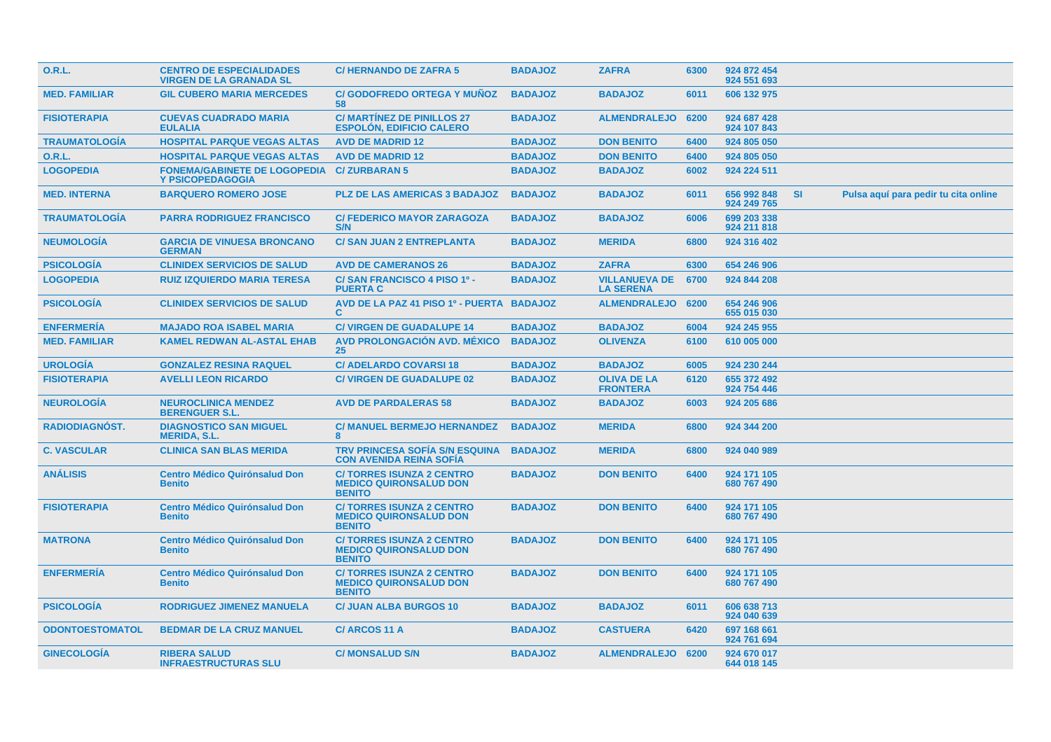| | | | | | | | | |
|---|---|---|---|---|---|---|---|---|
| O.R.L. | CENTRO DE ESPECIALIDADES VIRGEN DE LA GRANADA SL | C/ HERNANDO DE ZAFRA 5 | BADAJOZ | ZAFRA | 6300 | 924 872 454 924 551 693 | | |
| MED. FAMILIAR | GIL CUBERO MARIA MERCEDES | C/ GODOFREDO ORTEGA Y MUÑOZ 58 | BADAJOZ | BADAJOZ | 6011 | 606 132 975 | | |
| FISIOTERAPIA | CUEVAS CUADRADO MARIA EULALIA | C/ MARTÍNEZ DE PINILLOS 27 ESPOLÓN, EDIFICIO CALERO | BADAJOZ | ALMENDRALEJO | 6200 | 924 687 428 924 107 843 | | |
| TRAUMATOLOGÍA | HOSPITAL PARQUE VEGAS ALTAS | AVD DE MADRID 12 | BADAJOZ | DON BENITO | 6400 | 924 805 050 | | |
| O.R.L. | HOSPITAL PARQUE VEGAS ALTAS | AVD DE MADRID 12 | BADAJOZ | DON BENITO | 6400 | 924 805 050 | | |
| LOGOPEDIA | FONEMA/GABINETE DE LOGOPEDIA Y PSICOPEDAGOGIA | C/ ZURBARAN 5 | BADAJOZ | BADAJOZ | 6002 | 924 224 511 | | |
| MED. INTERNA | BARQUERO ROMERO JOSE | PLZ DE LAS AMERICAS 3 BADAJOZ | BADAJOZ | BADAJOZ | 6011 | 656 992 848 924 249 765 | SI | Pulsa aquí para pedir tu cita online |
| TRAUMATOLOGÍA | PARRA RODRIGUEZ FRANCISCO | C/ FEDERICO MAYOR ZARAGOZA S/N | BADAJOZ | BADAJOZ | 6006 | 699 203 338 924 211 818 | | |
| NEUMOLOGÍA | GARCIA DE VINUESA BRONCANO GERMAN | C/ SAN JUAN 2 ENTREPLANTA | BADAJOZ | MERIDA | 6800 | 924 316 402 | | |
| PSICOLOGÍA | CLINIDEX SERVICIOS DE SALUD | AVD DE CAMERANOS 26 | BADAJOZ | ZAFRA | 6300 | 654 246 906 | | |
| LOGOPEDIA | RUIZ IZQUIERDO MARIA TERESA | C/ SAN FRANCISCO 4 PISO 1º - PUERTA C | BADAJOZ | VILLANUEVA DE LA SERENA | 6700 | 924 844 208 | | |
| PSICOLOGÍA | CLINIDEX SERVICIOS DE SALUD | AVD DE LA PAZ 41 PISO 1º - PUERTA C | BADAJOZ | ALMENDRALEJO | 6200 | 654 246 906 655 015 030 | | |
| ENFERMERÍA | MAJADO ROA ISABEL MARIA | C/ VIRGEN DE GUADALUPE 14 | BADAJOZ | BADAJOZ | 6004 | 924 245 955 | | |
| MED. FAMILIAR | KAMEL REDWAN AL-ASTAL EHAB | AVD PROLONGACIÓN AVD. MÉXICO 25 | BADAJOZ | OLIVENZA | 6100 | 610 005 000 | | |
| UROLOGÍA | GONZALEZ RESINA RAQUEL | C/ ADELARDO COVARSI 18 | BADAJOZ | BADAJOZ | 6005 | 924 230 244 | | |
| FISIOTERAPIA | AVELLI LEON RICARDO | C/ VIRGEN DE GUADALUPE 02 | BADAJOZ | OLIVA DE LA FRONTERA | 6120 | 655 372 492 924 754 446 | | |
| NEUROLOGÍA | NEUROCLINICA MENDEZ BERENGUER S.L. | AVD DE PARDALERAS 58 | BADAJOZ | BADAJOZ | 6003 | 924 205 686 | | |
| RADIODIAGNÓST. | DIAGNOSTICO SAN MIGUEL MERIDA, S.L. | C/ MANUEL BERMEJO HERNANDEZ 8 | BADAJOZ | MERIDA | 6800 | 924 344 200 | | |
| C. VASCULAR | CLINICA SAN BLAS MERIDA | TRV PRINCESA SOFÍA S/N ESQUINA CON AVENIDA REINA SOFÍA | BADAJOZ | MERIDA | 6800 | 924 040 989 | | |
| ANÁLISIS | Centro Médico Quirónsalud Don Benito | C/ TORRES ISUNZA 2 CENTRO MEDICO QUIRONSALUD DON BENITO | BADAJOZ | DON BENITO | 6400 | 924 171 105 680 767 490 | | |
| FISIOTERAPIA | Centro Médico Quirónsalud Don Benito | C/ TORRES ISUNZA 2 CENTRO MEDICO QUIRONSALUD DON BENITO | BADAJOZ | DON BENITO | 6400 | 924 171 105 680 767 490 | | |
| MATRONA | Centro Médico Quirónsalud Don Benito | C/ TORRES ISUNZA 2 CENTRO MEDICO QUIRONSALUD DON BENITO | BADAJOZ | DON BENITO | 6400 | 924 171 105 680 767 490 | | |
| ENFERMERÍA | Centro Médico Quirónsalud Don Benito | C/ TORRES ISUNZA 2 CENTRO MEDICO QUIRONSALUD DON BENITO | BADAJOZ | DON BENITO | 6400 | 924 171 105 680 767 490 | | |
| PSICOLOGÍA | RODRIGUEZ JIMENEZ MANUELA | C/ JUAN ALBA BURGOS 10 | BADAJOZ | BADAJOZ | 6011 | 606 638 713 924 040 639 | | |
| ODONTOESTOMATOL | BEDMAR DE LA CRUZ MANUEL | C/ ARCOS 11 A | BADAJOZ | CASTUERA | 6420 | 697 168 661 924 761 694 | | |
| GINECOLOGÍA | RIBERA SALUD INFRAESTRUCTURAS SLU | C/ MONSALUD S/N | BADAJOZ | ALMENDRALEJO | 6200 | 924 670 017 644 018 145 | | |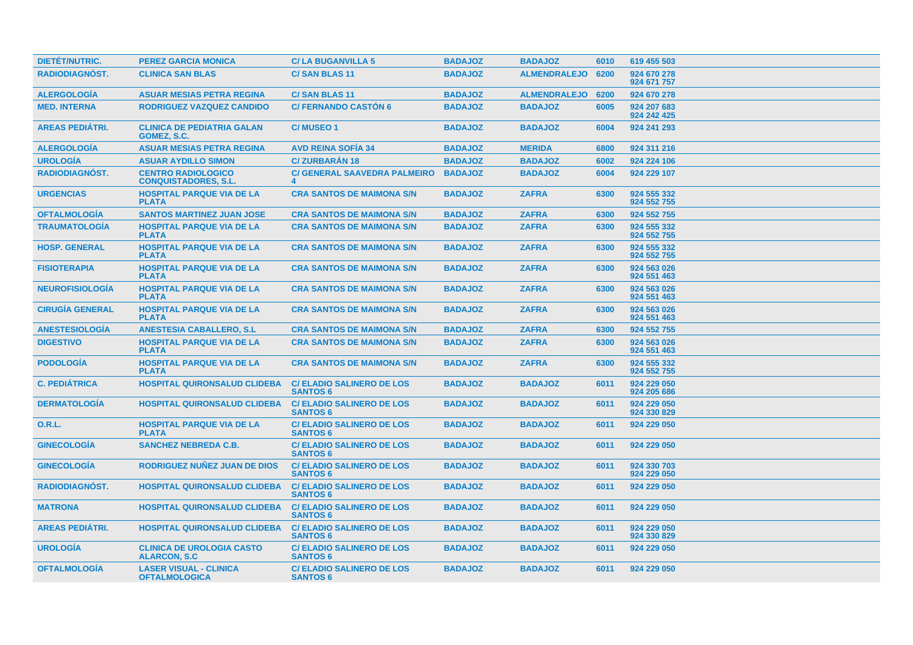| DIETÉT/NUTRIC. | PEREZ GARCIA MONICA | C/ LA BUGANVILLA 5 | BADAJOZ | BADAJOZ | 6010 | 619 455 503 |
|---|---|---|---|---|---|---|
| RADIODIAGNÓST. | CLINICA SAN BLAS | C/ SAN BLAS 11 | BADAJOZ | ALMENDRALEJO | 6200 | 924 670 278 924 671 757 |
| ALERGOLOGÍA | ASUAR MESIAS PETRA REGINA | C/ SAN BLAS 11 | BADAJOZ | ALMENDRALEJO | 6200 | 924 670 278 |
| MED. INTERNA | RODRIGUEZ VAZQUEZ CANDIDO | C/ FERNANDO CASTÓN 6 | BADAJOZ | BADAJOZ | 6005 | 924 207 683 924 242 425 |
| AREAS PEDIÁTRI. | CLINICA DE PEDIATRIA GALAN GOMEZ, S.C. | C/ MUSEO 1 | BADAJOZ | BADAJOZ | 6004 | 924 241 293 |
| ALERGOLOGÍA | ASUAR MESIAS PETRA REGINA | AVD REINA SOFÍA 34 | BADAJOZ | MERIDA | 6800 | 924 311 216 |
| UROLOGÍA | ASUAR AYDILLO SIMON | C/ ZURBARÁN 18 | BADAJOZ | BADAJOZ | 6002 | 924 224 106 |
| RADIODIAGNÓST. | CENTRO RADIOLOGICO CONQUISTADORES, S.L. | C/ GENERAL SAAVEDRA PALMEIRO 4 | BADAJOZ | BADAJOZ | 6004 | 924 229 107 |
| URGENCIAS | HOSPITAL PARQUE VIA DE LA PLATA | CRA SANTOS DE MAIMONA S/N | BADAJOZ | ZAFRA | 6300 | 924 555 332 924 552 755 |
| OFTALMOLOGÍA | SANTOS MARTINEZ JUAN JOSE | CRA SANTOS DE MAIMONA S/N | BADAJOZ | ZAFRA | 6300 | 924 552 755 |
| TRAUMATOLOGÍA | HOSPITAL PARQUE VIA DE LA PLATA | CRA SANTOS DE MAIMONA S/N | BADAJOZ | ZAFRA | 6300 | 924 555 332 924 552 755 |
| HOSP. GENERAL | HOSPITAL PARQUE VIA DE LA PLATA | CRA SANTOS DE MAIMONA S/N | BADAJOZ | ZAFRA | 6300 | 924 555 332 924 552 755 |
| FISIOTERAPIA | HOSPITAL PARQUE VIA DE LA PLATA | CRA SANTOS DE MAIMONA S/N | BADAJOZ | ZAFRA | 6300 | 924 563 026 924 551 463 |
| NEUROFISIOLOGÍA | HOSPITAL PARQUE VIA DE LA PLATA | CRA SANTOS DE MAIMONA S/N | BADAJOZ | ZAFRA | 6300 | 924 563 026 924 551 463 |
| CIRUGÍA GENERAL | HOSPITAL PARQUE VIA DE LA PLATA | CRA SANTOS DE MAIMONA S/N | BADAJOZ | ZAFRA | 6300 | 924 563 026 924 551 463 |
| ANESTESIOLOGÍA | ANESTESIA CABALLERO, S.L | CRA SANTOS DE MAIMONA S/N | BADAJOZ | ZAFRA | 6300 | 924 552 755 |
| DIGESTIVO | HOSPITAL PARQUE VIA DE LA PLATA | CRA SANTOS DE MAIMONA S/N | BADAJOZ | ZAFRA | 6300 | 924 563 026 924 551 463 |
| PODOLOGÍA | HOSPITAL PARQUE VIA DE LA PLATA | CRA SANTOS DE MAIMONA S/N | BADAJOZ | ZAFRA | 6300 | 924 555 332 924 552 755 |
| C. PEDIÁTRICA | HOSPITAL QUIRONSALUD CLIDEBA | C/ ELADIO SALINERO DE LOS SANTOS 6 | BADAJOZ | BADAJOZ | 6011 | 924 229 050 924 205 686 |
| DERMATOLOGÍA | HOSPITAL QUIRONSALUD CLIDEBA | C/ ELADIO SALINERO DE LOS SANTOS 6 | BADAJOZ | BADAJOZ | 6011 | 924 229 050 924 330 829 |
| O.R.L. | HOSPITAL PARQUE VIA DE LA PLATA | C/ ELADIO SALINERO DE LOS SANTOS 6 | BADAJOZ | BADAJOZ | 6011 | 924 229 050 |
| GINECOLOGÍA | SANCHEZ NEBREDA C.B. | C/ ELADIO SALINERO DE LOS SANTOS 6 | BADAJOZ | BADAJOZ | 6011 | 924 229 050 |
| GINECOLOGÍA | RODRIGUEZ NUÑEZ JUAN DE DIOS | C/ ELADIO SALINERO DE LOS SANTOS 6 | BADAJOZ | BADAJOZ | 6011 | 924 330 703 924 229 050 |
| RADIODIAGNÓST. | HOSPITAL QUIRONSALUD CLIDEBA | C/ ELADIO SALINERO DE LOS SANTOS 6 | BADAJOZ | BADAJOZ | 6011 | 924 229 050 |
| MATRONA | HOSPITAL QUIRONSALUD CLIDEBA | C/ ELADIO SALINERO DE LOS SANTOS 6 | BADAJOZ | BADAJOZ | 6011 | 924 229 050 |
| AREAS PEDIÁTRI. | HOSPITAL QUIRONSALUD CLIDEBA | C/ ELADIO SALINERO DE LOS SANTOS 6 | BADAJOZ | BADAJOZ | 6011 | 924 229 050 924 330 829 |
| UROLOGÍA | CLINICA DE UROLOGIA CASTO ALARCON, S.C | C/ ELADIO SALINERO DE LOS SANTOS 6 | BADAJOZ | BADAJOZ | 6011 | 924 229 050 |
| OFTALMOLOGÍA | LASER VISUAL - CLINICA OFTALMOLOGICA | C/ ELADIO SALINERO DE LOS SANTOS 6 | BADAJOZ | BADAJOZ | 6011 | 924 229 050 |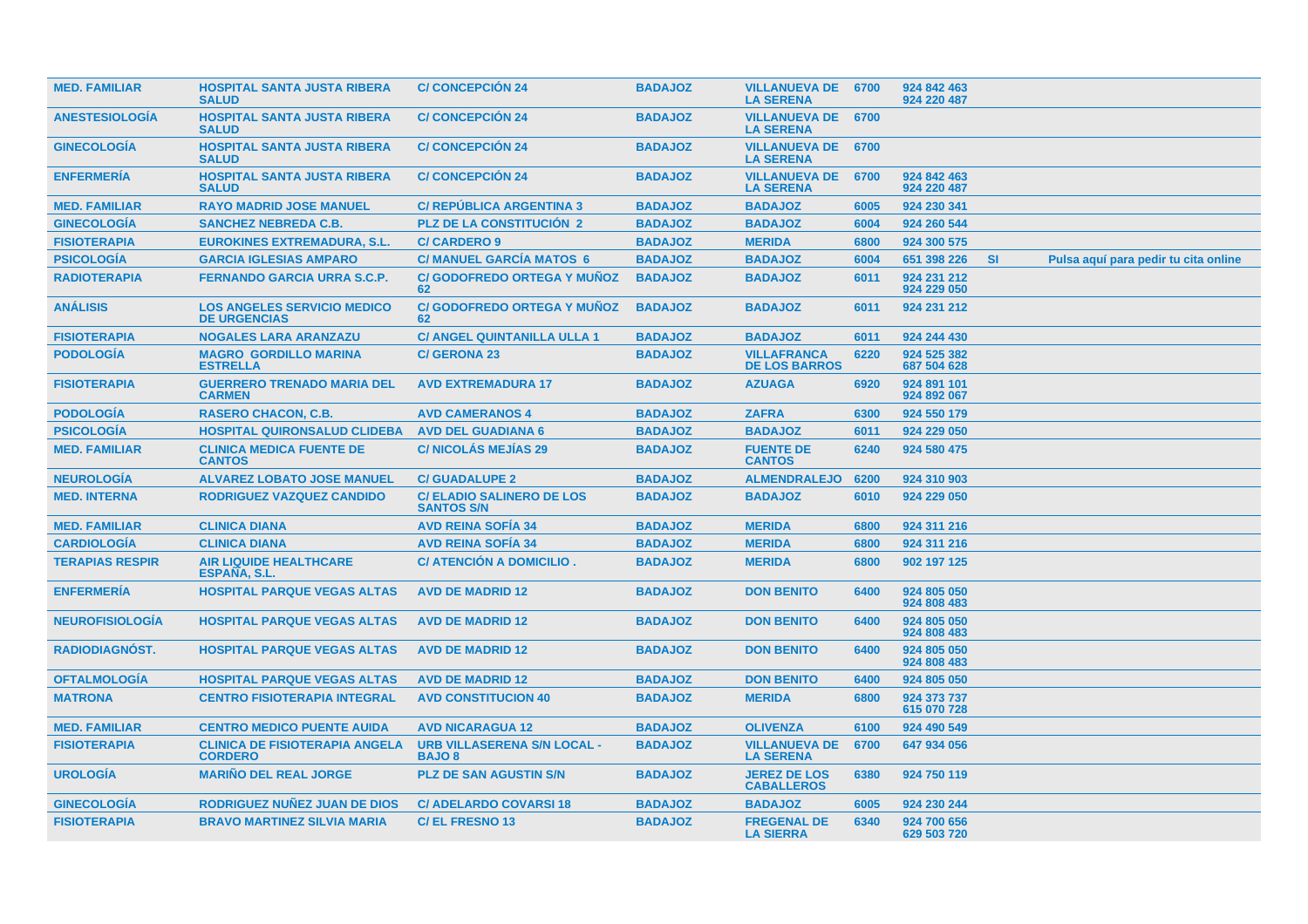| | | | | | | | | |
|---|---|---|---|---|---|---|---|---|
| **MED. FAMILIAR** | **HOSPITAL SANTA JUSTA RIBERA SALUD** | **C/ CONCEPCIÓN 24** | **BADAJOZ** | **VILLANUEVA DE LA SERENA** | **6700** | **924 842 463 924 220 487** | | |
| **ANESTESIOLOGÍA** | **HOSPITAL SANTA JUSTA RIBERA SALUD** | **C/ CONCEPCIÓN 24** | **BADAJOZ** | **VILLANUEVA DE LA SERENA** | **6700** | | | |
| **GINECOLOGÍA** | **HOSPITAL SANTA JUSTA RIBERA SALUD** | **C/ CONCEPCIÓN 24** | **BADAJOZ** | **VILLANUEVA DE LA SERENA** | **6700** | | | |
| **ENFERMERÍA** | **HOSPITAL SANTA JUSTA RIBERA SALUD** | **C/ CONCEPCIÓN 24** | **BADAJOZ** | **VILLANUEVA DE LA SERENA** | **6700** | **924 842 463 924 220 487** | | |
| **MED. FAMILIAR** | **RAYO MADRID JOSE MANUEL** | **C/ REPÚBLICA ARGENTINA 3** | **BADAJOZ** | **BADAJOZ** | **6005** | **924 230 341** | | |
| **GINECOLOGÍA** | **SANCHEZ NEBREDA C.B.** | **PLZ DE LA CONSTITUCIÓN 2** | **BADAJOZ** | **BADAJOZ** | **6004** | **924 260 544** | | |
| **FISIOTERAPIA** | **EUROKINES EXTREMADURA, S.L.** | **C/ CARDERO 9** | **BADAJOZ** | **MERIDA** | **6800** | **924 300 575** | | |
| **PSICOLOGÍA** | **GARCIA IGLESIAS AMPARO** | **C/ MANUEL GARCÍA MATOS 6** | **BADAJOZ** | **BADAJOZ** | **6004** | **651 398 226** | **SI** | **Pulsa aquí para pedir tu cita online** |
| **RADIOTERAPIA** | **FERNANDO GARCIA URRA S.C.P.** | **C/ GODOFREDO ORTEGA Y MUÑOZ 62** | **BADAJOZ** | **BADAJOZ** | **6011** | **924 231 212 924 229 050** | | |
| **ANÁLISIS** | **LOS ANGELES SERVICIO MEDICO DE URGENCIAS** | **C/ GODOFREDO ORTEGA Y MUÑOZ 62** | **BADAJOZ** | **BADAJOZ** | **6011** | **924 231 212** | | |
| **FISIOTERAPIA** | **NOGALES LARA ARANZAZU** | **C/ ANGEL QUINTANILLA ULLA 1** | **BADAJOZ** | **BADAJOZ** | **6011** | **924 244 430** | | |
| **PODOLOGÍA** | **MAGRO GORDILLO MARINA ESTRELLA** | **C/ GERONA 23** | **BADAJOZ** | **VILLAFRANCA DE LOS BARROS** | **6220** | **924 525 382 687 504 628** | | |
| **FISIOTERAPIA** | **GUERRERO TRENADO MARIA DEL CARMEN** | **AVD EXTREMADURA 17** | **BADAJOZ** | **AZUAGA** | **6920** | **924 891 101 924 892 067** | | |
| **PODOLOGÍA** | **RASERO CHACON, C.B.** | **AVD CAMERANOS 4** | **BADAJOZ** | **ZAFRA** | **6300** | **924 550 179** | | |
| **PSICOLOGÍA** | **HOSPITAL QUIRONSALUD CLIDEBA** | **AVD DEL GUADIANA 6** | **BADAJOZ** | **BADAJOZ** | **6011** | **924 229 050** | | |
| **MED. FAMILIAR** | **CLINICA MEDICA FUENTE DE CANTOS** | **C/ NICOLÁS MEJÍAS 29** | **BADAJOZ** | **FUENTE DE CANTOS** | **6240** | **924 580 475** | | |
| **NEUROLOGÍA** | **ALVAREZ LOBATO JOSE MANUEL** | **C/ GUADALUPE 2** | **BADAJOZ** | **ALMENDRALEJO** | **6200** | **924 310 903** | | |
| **MED. INTERNA** | **RODRIGUEZ VAZQUEZ CANDIDO** | **C/ ELADIO SALINERO DE LOS SANTOS S/N** | **BADAJOZ** | **BADAJOZ** | **6010** | **924 229 050** | | |
| **MED. FAMILIAR** | **CLINICA DIANA** | **AVD REINA SOFÍA 34** | **BADAJOZ** | **MERIDA** | **6800** | **924 311 216** | | |
| **CARDIOLOGÍA** | **CLINICA DIANA** | **AVD REINA SOFÍA 34** | **BADAJOZ** | **MERIDA** | **6800** | **924 311 216** | | |
| **TERAPIAS RESPIR** | **AIR LIQUIDE HEALTHCARE ESPAÑA, S.L.** | **C/ ATENCIÓN A DOMICILIO .** | **BADAJOZ** | **MERIDA** | **6800** | **902 197 125** | | |
| **ENFERMERÍA** | **HOSPITAL PARQUE VEGAS ALTAS** | **AVD DE MADRID 12** | **BADAJOZ** | **DON BENITO** | **6400** | **924 805 050 924 808 483** | | |
| **NEUROFISIOLOGÍA** | **HOSPITAL PARQUE VEGAS ALTAS** | **AVD DE MADRID 12** | **BADAJOZ** | **DON BENITO** | **6400** | **924 805 050 924 808 483** | | |
| **RADIODIAGNÓST.** | **HOSPITAL PARQUE VEGAS ALTAS** | **AVD DE MADRID 12** | **BADAJOZ** | **DON BENITO** | **6400** | **924 805 050 924 808 483** | | |
| **OFTALMOLOGÍA** | **HOSPITAL PARQUE VEGAS ALTAS** | **AVD DE MADRID 12** | **BADAJOZ** | **DON BENITO** | **6400** | **924 805 050** | | |
| **MATRONA** | **CENTRO FISIOTERAPIA INTEGRAL** | **AVD CONSTITUCION 40** | **BADAJOZ** | **MERIDA** | **6800** | **924 373 737 615 070 728** | | |
| **MED. FAMILIAR** | **CENTRO MEDICO PUENTE AUIDA** | **AVD NICARAGUA 12** | **BADAJOZ** | **OLIVENZA** | **6100** | **924 490 549** | | |
| **FISIOTERAPIA** | **CLINICA DE FISIOTERAPIA ANGELA CORDERO** | **URB VILLASERENA S/N LOCAL - BAJO 8** | **BADAJOZ** | **VILLANUEVA DE LA SERENA** | **6700** | **647 934 056** | | |
| **UROLOGÍA** | **MARIÑO DEL REAL JORGE** | **PLZ DE SAN AGUSTIN S/N** | **BADAJOZ** | **JEREZ DE LOS CABALLEROS** | **6380** | **924 750 119** | | |
| **GINECOLOGÍA** | **RODRIGUEZ NUÑEZ JUAN DE DIOS** | **C/ ADELARDO COVARSI 18** | **BADAJOZ** | **BADAJOZ** | **6005** | **924 230 244** | | |
| **FISIOTERAPIA** | **BRAVO MARTINEZ SILVIA MARIA** | **C/ EL FRESNO 13** | **BADAJOZ** | **FREGENAL DE LA SIERRA** | **6340** | **924 700 656 629 503 720** | | |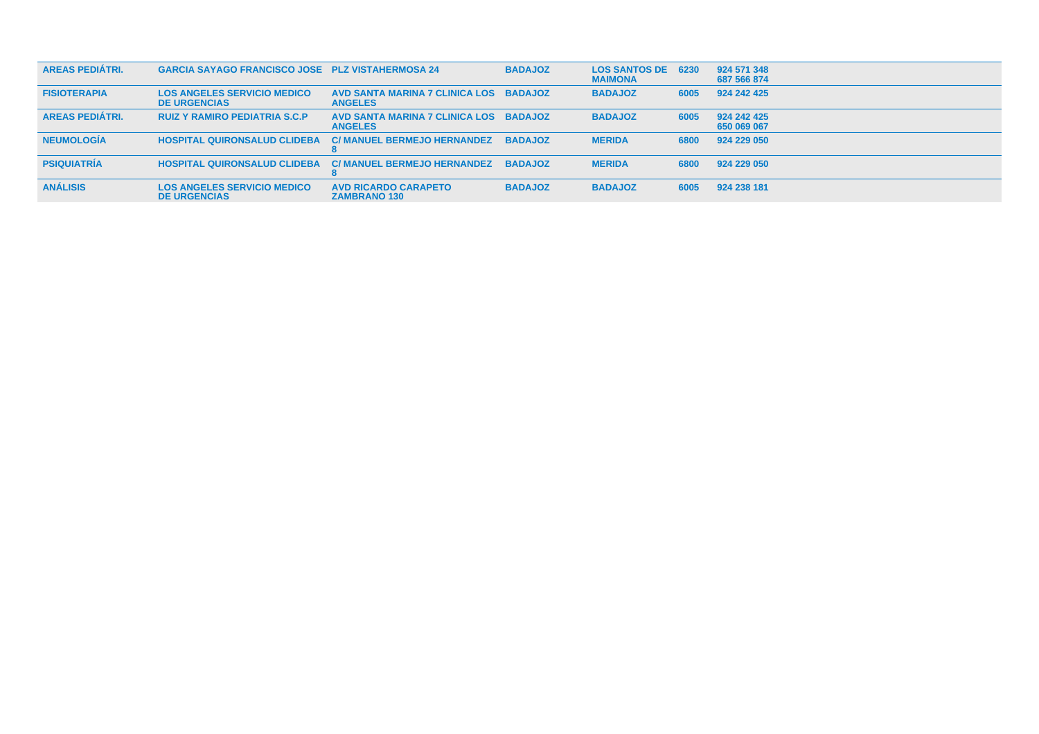| | | | | | | |
|---|---|---|---|---|---|---|
| AREAS PEDIÁTRI. | GARCIA SAYAGO FRANCISCO JOSE | PLZ VISTAHERMOSA 24 | BADAJOZ | LOS SANTOS DE MAIMONA | 6230 | 924 571 348<br>687 566 874 |
| FISIOTERAPIA | LOS ANGELES SERVICIO MEDICO DE URGENCIAS | AVD SANTA MARINA 7 CLINICA LOS ANGELES | BADAJOZ | BADAJOZ | 6005 | 924 242 425 |
| AREAS PEDIÁTRI. | RUIZ Y RAMIRO PEDIATRIA S.C.P | AVD SANTA MARINA 7 CLINICA LOS ANGELES | BADAJOZ | BADAJOZ | 6005 | 924 242 425<br>650 069 067 |
| NEUMOLOGÍA | HOSPITAL QUIRONSALUD CLIDEBA | C/ MANUEL BERMEJO HERNANDEZ 8 | BADAJOZ | MERIDA | 6800 | 924 229 050 |
| PSIQUIATRÍA | HOSPITAL QUIRONSALUD CLIDEBA | C/ MANUEL BERMEJO HERNANDEZ 8 | BADAJOZ | MERIDA | 6800 | 924 229 050 |
| ANÁLISIS | LOS ANGELES SERVICIO MEDICO DE URGENCIAS | AVD RICARDO CARAPETO ZAMBRANO 130 | BADAJOZ | BADAJOZ | 6005 | 924 238 181 |